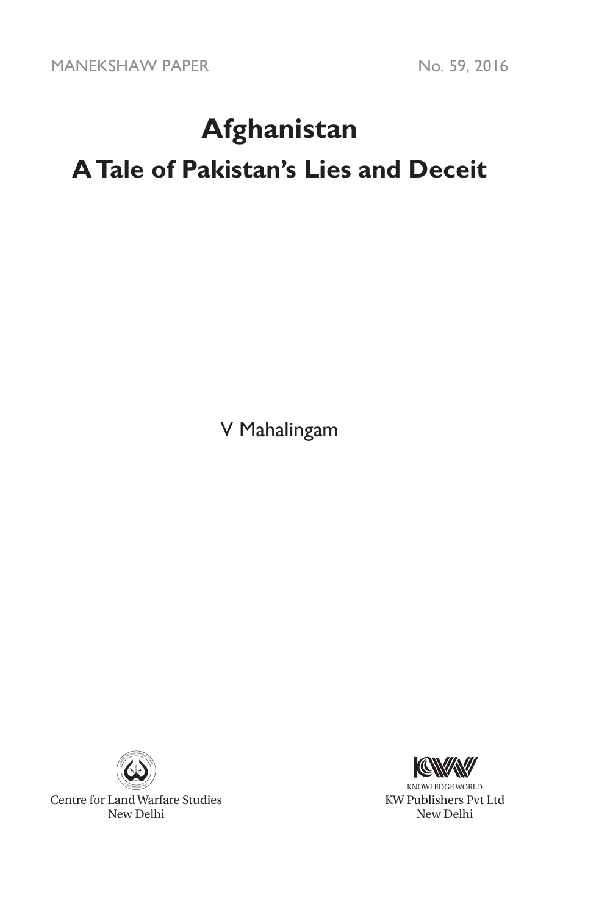MANEKSHAW PAPER No. 59, 2016

# Afghanistan

## A Tale of Pakistan's Lies and Deceit

V Mahalingam

Centre for Land Warfare Studies
New Delhi

KNOWLEDGE WORLD
KW Publishers Pvt Ltd
New Delhi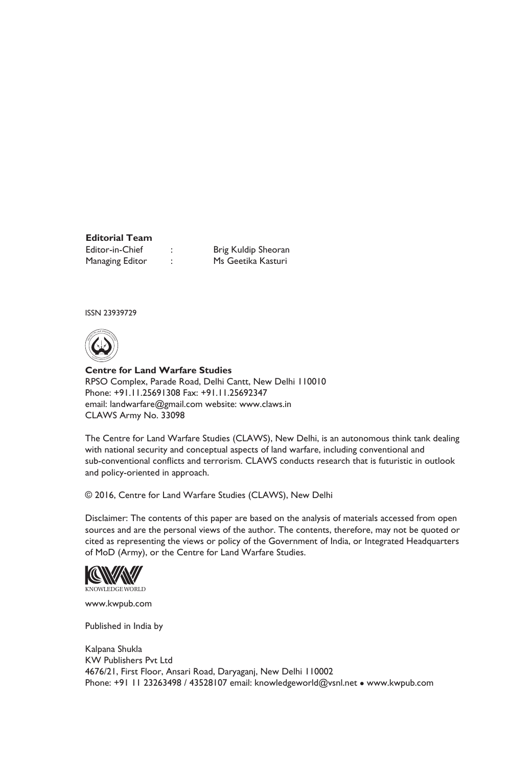**Editorial Team**

| | | |
|---|---|---|
| Editor-in-Chief | : | Brig Kuldip Sheoran |
| Managing Editor | : | Ms Geetika Kasturi |

ISSN 23939729

**Centre for Land Warfare Studies**
RPSO Complex, Parade Road, Delhi Cantt, New Delhi 110010
Phone: +91.11.25691308 Fax: +91.11.25692347
email: landwarfare@gmail.com website: www.claws.in
CLAWS Army No. 33098

The Centre for Land Warfare Studies (CLAWS), New Delhi, is an autonomous think tank dealing with national security and conceptual aspects of land warfare, including conventional and sub-conventional conflicts and terrorism. CLAWS conducts research that is futuristic in outlook and policy-oriented in approach.

© 2016, Centre for Land Warfare Studies (CLAWS), New Delhi

Disclaimer: The contents of this paper are based on the analysis of materials accessed from open sources and are the personal views of the author. The contents, therefore, may not be quoted or cited as representing the views or policy of the Government of India, or Integrated Headquarters of MoD (Army), or the Centre for Land Warfare Studies.

KNOWLEDGE WORLD

www.kwpub.com

Published in India by

Kalpana Shukla
KW Publishers Pvt Ltd
4676/21, First Floor, Ansari Road, Daryaganj, New Delhi 110002
Phone: +91 11 23263498 / 43528107 email: knowledgeworld@vsnl.net • www.kwpub.com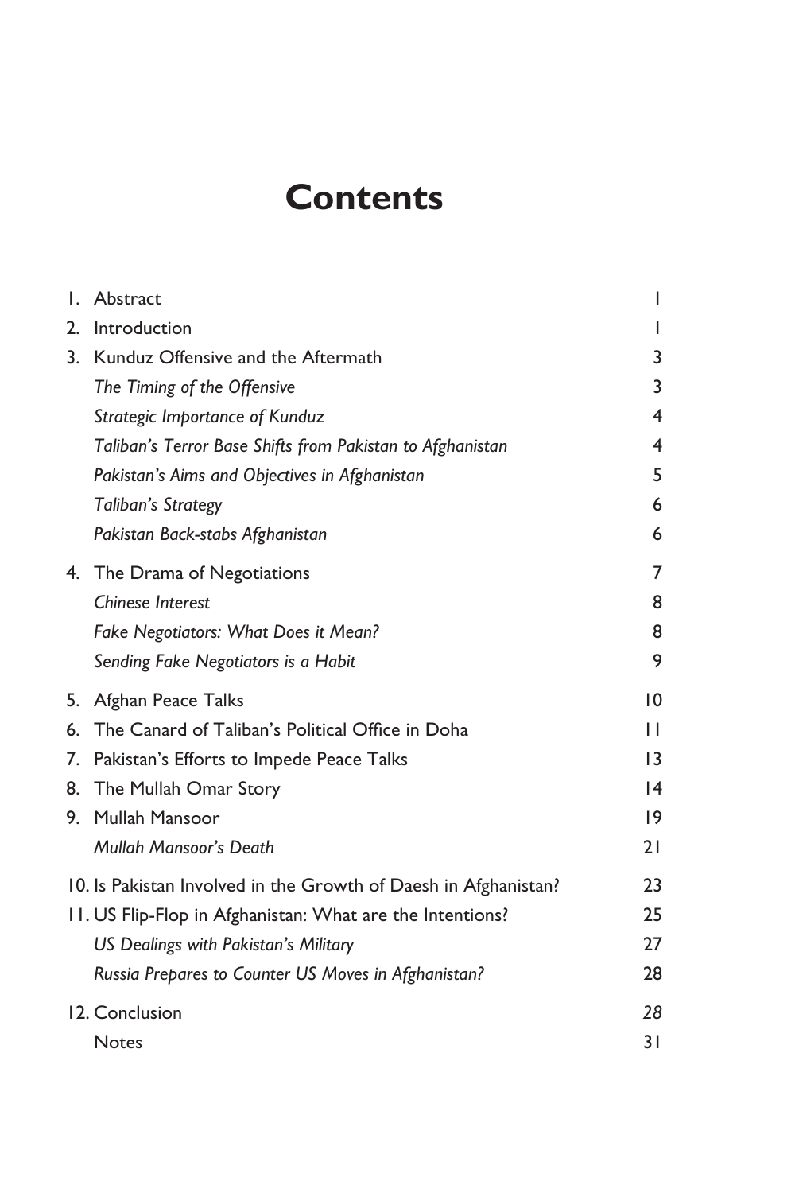# Contents

| | | |
|---|---|---|
| 1. | Abstract | 1 |
| 2. | Introduction | 1 |
| 3. | Kunduz Offensive and the Aftermath | 3 |
| | *The Timing of the Offensive* | 3 |
| | *Strategic Importance of Kunduz* | 4 |
| | *Taliban's Terror Base Shifts from Pakistan to Afghanistan* | 4 |
| | *Pakistan's Aims and Objectives in Afghanistan* | 5 |
| | *Taliban's Strategy* | 6 |
| | *Pakistan Back-stabs Afghanistan* | 6 |
| 4. | The Drama of Negotiations | 7 |
| | *Chinese Interest* | 8 |
| | *Fake Negotiators: What Does it Mean?* | 8 |
| | *Sending Fake Negotiators is a Habit* | 9 |
| 5. | Afghan Peace Talks | 10 |
| 6. | The Canard of Taliban's Political Office in Doha | 11 |
| 7. | Pakistan's Efforts to Impede Peace Talks | 13 |
| 8. | The Mullah Omar Story | 14 |
| 9. | Mullah Mansoor | 19 |
| | *Mullah Mansoor's Death* | 21 |
| 10. | Is Pakistan Involved in the Growth of Daesh in Afghanistan? | 23 |
| 11. | US Flip-Flop in Afghanistan: What are the Intentions? | 25 |
| | *US Dealings with Pakistan's Military* | 27 |
| | *Russia Prepares to Counter US Moves in Afghanistan?* | 28 |
| 12. | Conclusion | 28 |
| | Notes | 31 |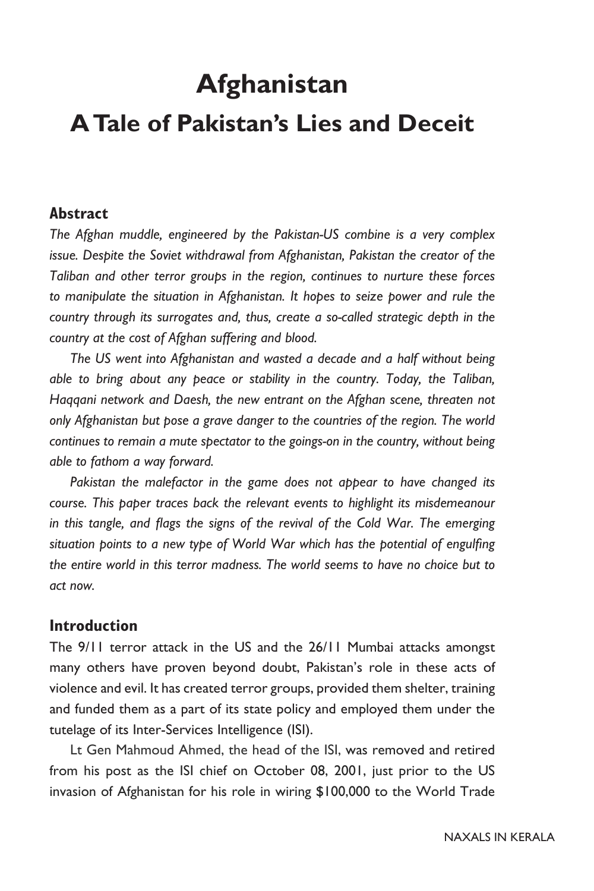# Afghanistan

## A Tale of Pakistan's Lies and Deceit

### Abstract

*The Afghan muddle, engineered by the Pakistan-US combine is a very complex issue. Despite the Soviet withdrawal from Afghanistan, Pakistan the creator of the Taliban and other terror groups in the region, continues to nurture these forces to manipulate the situation in Afghanistan. It hopes to seize power and rule the country through its surrogates and, thus, create a so-called strategic depth in the country at the cost of Afghan suffering and blood.*

*The US went into Afghanistan and wasted a decade and a half without being able to bring about any peace or stability in the country. Today, the Taliban, Haqqani network and Daesh, the new entrant on the Afghan scene, threaten not only Afghanistan but pose a grave danger to the countries of the region. The world continues to remain a mute spectator to the goings-on in the country, without being able to fathom a way forward.*

*Pakistan the malefactor in the game does not appear to have changed its course. This paper traces back the relevant events to highlight its misdemeanour in this tangle, and flags the signs of the revival of the Cold War. The emerging situation points to a new type of World War which has the potential of engulfing the entire world in this terror madness. The world seems to have no choice but to act now.*

### Introduction

The 9/11 terror attack in the US and the 26/11 Mumbai attacks amongst many others have proven beyond doubt, Pakistan's role in these acts of violence and evil. It has created terror groups, provided them shelter, training and funded them as a part of its state policy and employed them under the tutelage of its Inter-Services Intelligence (ISI).

Lt Gen Mahmoud Ahmed, the head of the ISI, was removed and retired from his post as the ISI chief on October 08, 2001, just prior to the US invasion of Afghanistan for his role in wiring $100,000 to the World Trade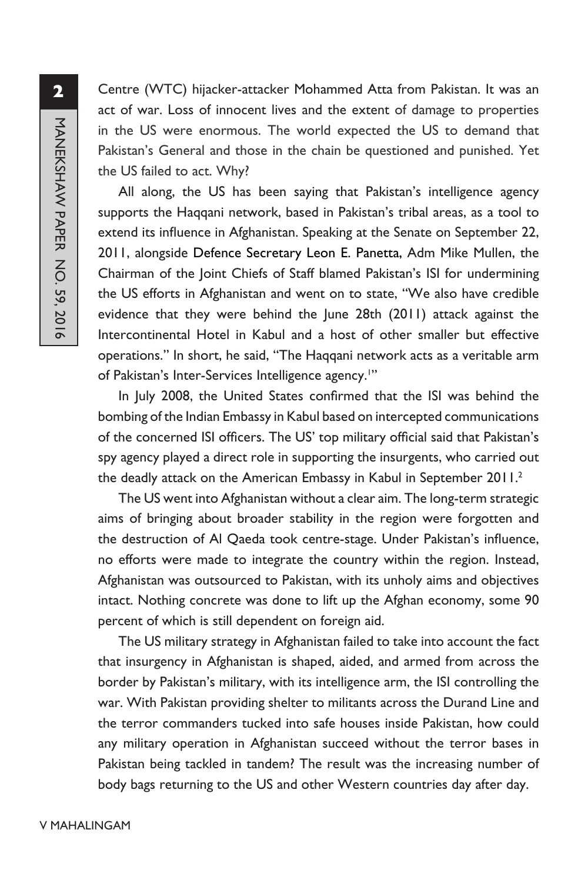Centre (WTC) hijacker-attacker Mohammed Atta from Pakistan. It was an act of war. Loss of innocent lives and the extent of damage to properties in the US were enormous. The world expected the US to demand that Pakistan's General and those in the chain be questioned and punished. Yet the US failed to act. Why?

All along, the US has been saying that Pakistan's intelligence agency supports the Haqqani network, based in Pakistan's tribal areas, as a tool to extend its influence in Afghanistan. Speaking at the Senate on September 22, 2011, alongside Defence Secretary Leon E. Panetta, Adm Mike Mullen, the Chairman of the Joint Chiefs of Staff blamed Pakistan's ISI for undermining the US efforts in Afghanistan and went on to state, "We also have credible evidence that they were behind the June 28th (2011) attack against the Intercontinental Hotel in Kabul and a host of other smaller but effective operations." In short, he said, "The Haqqani network acts as a veritable arm of Pakistan's Inter-Services Intelligence agency.[1]"

In July 2008, the United States confirmed that the ISI was behind the bombing of the Indian Embassy in Kabul based on intercepted communications of the concerned ISI officers. The US' top military official said that Pakistan's spy agency played a direct role in supporting the insurgents, who carried out the deadly attack on the American Embassy in Kabul in September 2011.[2]

The US went into Afghanistan without a clear aim. The long-term strategic aims of bringing about broader stability in the region were forgotten and the destruction of Al Qaeda took centre-stage. Under Pakistan's influence, no efforts were made to integrate the country within the region. Instead, Afghanistan was outsourced to Pakistan, with its unholy aims and objectives intact. Nothing concrete was done to lift up the Afghan economy, some 90 percent of which is still dependent on foreign aid.

The US military strategy in Afghanistan failed to take into account the fact that insurgency in Afghanistan is shaped, aided, and armed from across the border by Pakistan's military, with its intelligence arm, the ISI controlling the war. With Pakistan providing shelter to militants across the Durand Line and the terror commanders tucked into safe houses inside Pakistan, how could any military operation in Afghanistan succeed without the terror bases in Pakistan being tackled in tandem? The result was the increasing number of body bags returning to the US and other Western countries day after day.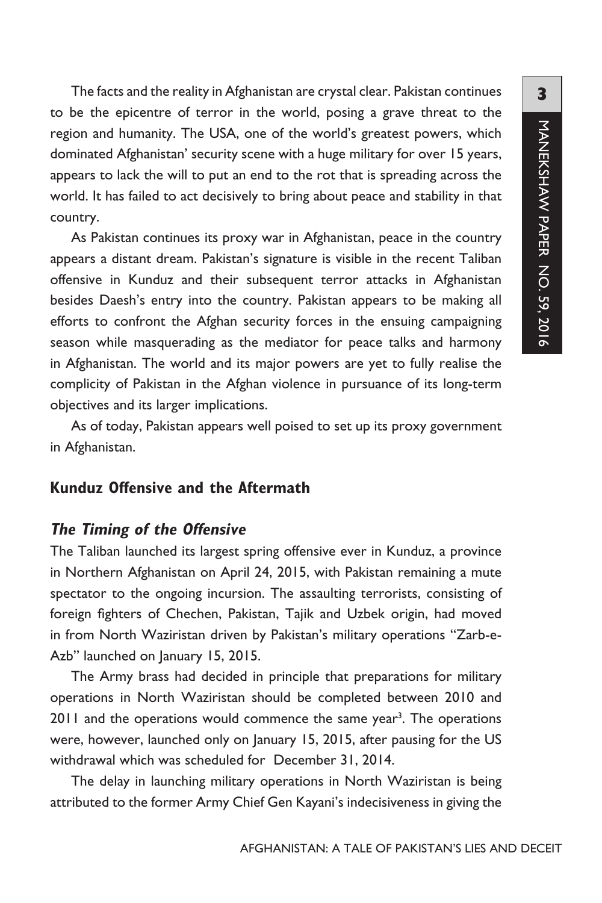The facts and the reality in Afghanistan are crystal clear. Pakistan continues to be the epicentre of terror in the world, posing a grave threat to the region and humanity. The USA, one of the world's greatest powers, which dominated Afghanistan' security scene with a huge military for over 15 years, appears to lack the will to put an end to the rot that is spreading across the world. It has failed to act decisively to bring about peace and stability in that country.

As Pakistan continues its proxy war in Afghanistan, peace in the country appears a distant dream. Pakistan's signature is visible in the recent Taliban offensive in Kunduz and their subsequent terror attacks in Afghanistan besides Daesh's entry into the country. Pakistan appears to be making all efforts to confront the Afghan security forces in the ensuing campaigning season while masquerading as the mediator for peace talks and harmony in Afghanistan. The world and its major powers are yet to fully realise the complicity of Pakistan in the Afghan violence in pursuance of its long-term objectives and its larger implications.

As of today, Pakistan appears well poised to set up its proxy government in Afghanistan.

## Kunduz Offensive and the Aftermath

### *The Timing of the Offensive*

The Taliban launched its largest spring offensive ever in Kunduz, a province in Northern Afghanistan on April 24, 2015, with Pakistan remaining a mute spectator to the ongoing incursion. The assaulting terrorists, consisting of foreign fighters of Chechen, Pakistan, Tajik and Uzbek origin, had moved in from North Waziristan driven by Pakistan's military operations "Zarb-e-Azb" launched on January 15, 2015.

The Army brass had decided in principle that preparations for military operations in North Waziristan should be completed between 2010 and 2011 and the operations would commence the same year[3]. The operations were, however, launched only on January 15, 2015, after pausing for the US withdrawal which was scheduled for December 31, 2014.

The delay in launching military operations in North Waziristan is being attributed to the former Army Chief Gen Kayani's indecisiveness in giving the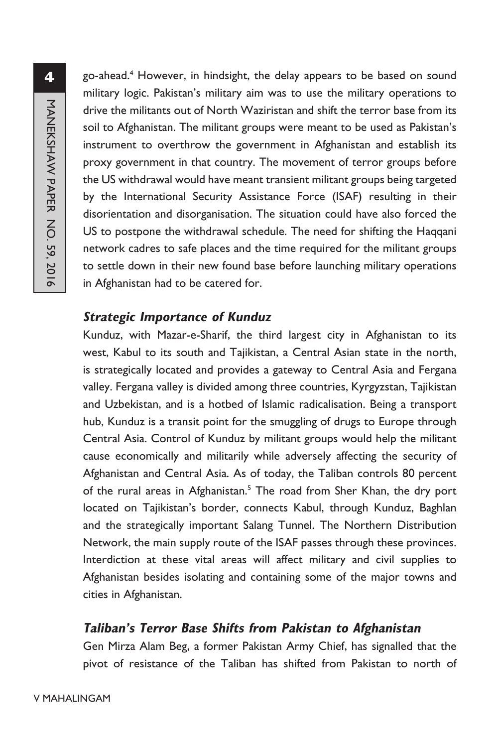go-ahead.[4] However, in hindsight, the delay appears to be based on sound military logic. Pakistan's military aim was to use the military operations to drive the militants out of North Waziristan and shift the terror base from its soil to Afghanistan. The militant groups were meant to be used as Pakistan's instrument to overthrow the government in Afghanistan and establish its proxy government in that country. The movement of terror groups before the US withdrawal would have meant transient militant groups being targeted by the International Security Assistance Force (ISAF) resulting in their disorientation and disorganisation. The situation could have also forced the US to postpone the withdrawal schedule. The need for shifting the Haqqani network cadres to safe places and the time required for the militant groups to settle down in their new found base before launching military operations in Afghanistan had to be catered for.

### *Strategic Importance of Kunduz*

Kunduz, with Mazar-e-Sharif, the third largest city in Afghanistan to its west, Kabul to its south and Tajikistan, a Central Asian state in the north, is strategically located and provides a gateway to Central Asia and Fergana valley. Fergana valley is divided among three countries, Kyrgyzstan, Tajikistan and Uzbekistan, and is a hotbed of Islamic radicalisation. Being a transport hub, Kunduz is a transit point for the smuggling of drugs to Europe through Central Asia. Control of Kunduz by militant groups would help the militant cause economically and militarily while adversely affecting the security of Afghanistan and Central Asia. As of today, the Taliban controls 80 percent of the rural areas in Afghanistan.[5] The road from Sher Khan, the dry port located on Tajikistan's border, connects Kabul, through Kunduz, Baghlan and the strategically important Salang Tunnel. The Northern Distribution Network, the main supply route of the ISAF passes through these provinces. Interdiction at these vital areas will affect military and civil supplies to Afghanistan besides isolating and containing some of the major towns and cities in Afghanistan.

### *Taliban's Terror Base Shifts from Pakistan to Afghanistan*

Gen Mirza Alam Beg, a former Pakistan Army Chief, has signalled that the pivot of resistance of the Taliban has shifted from Pakistan to north of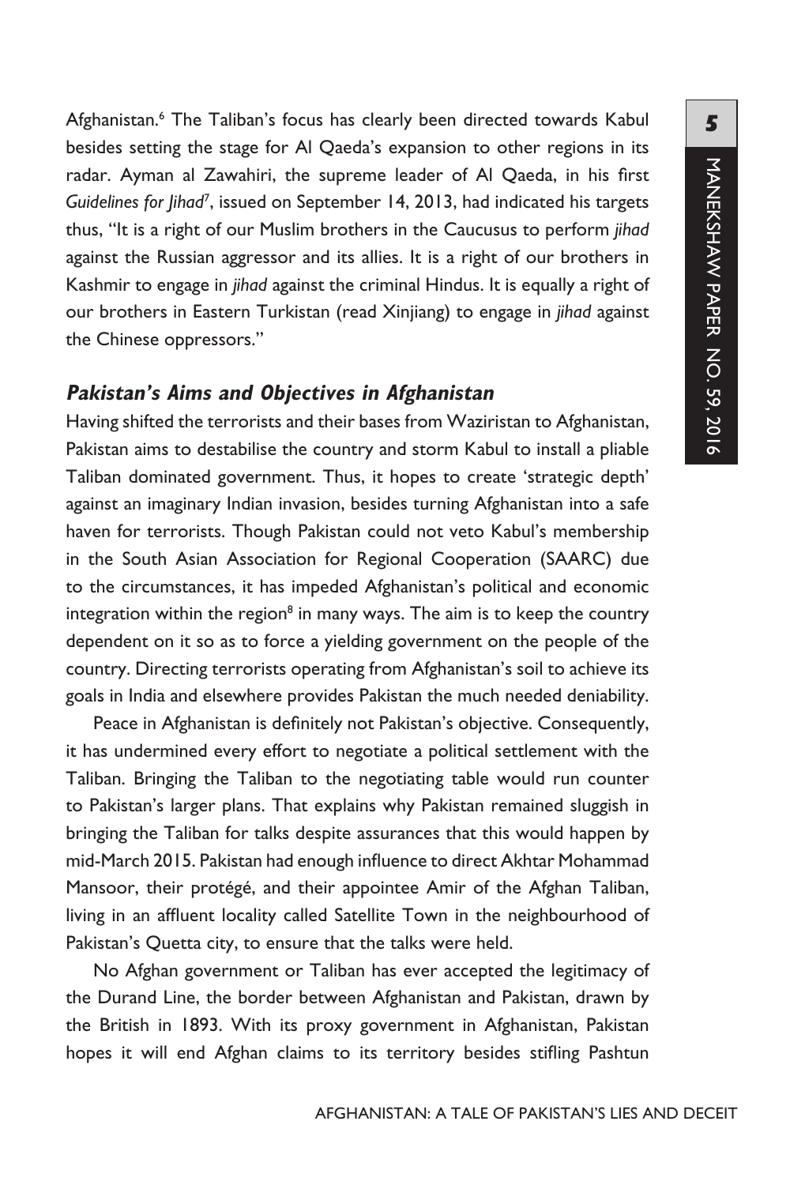Afghanistan.[6] The Taliban's focus has clearly been directed towards Kabul besides setting the stage for Al Qaeda's expansion to other regions in its radar. Ayman al Zawahiri, the supreme leader of Al Qaeda, in his first *Guidelines for Jihad*[7], issued on September 14, 2013, had indicated his targets thus, "It is a right of our Muslim brothers in the Caucusus to perform *jihad* against the Russian aggressor and its allies. It is a right of our brothers in Kashmir to engage in *jihad* against the criminal Hindus. It is equally a right of our brothers in Eastern Turkistan (read Xinjiang) to engage in *jihad* against the Chinese oppressors."

### *Pakistan's Aims and Objectives in Afghanistan*

Having shifted the terrorists and their bases from Waziristan to Afghanistan, Pakistan aims to destabilise the country and storm Kabul to install a pliable Taliban dominated government. Thus, it hopes to create 'strategic depth' against an imaginary Indian invasion, besides turning Afghanistan into a safe haven for terrorists. Though Pakistan could not veto Kabul's membership in the South Asian Association for Regional Cooperation (SAARC) due to the circumstances, it has impeded Afghanistan's political and economic integration within the region[8] in many ways. The aim is to keep the country dependent on it so as to force a yielding government on the people of the country. Directing terrorists operating from Afghanistan's soil to achieve its goals in India and elsewhere provides Pakistan the much needed deniability.

Peace in Afghanistan is definitely not Pakistan's objective. Consequently, it has undermined every effort to negotiate a political settlement with the Taliban. Bringing the Taliban to the negotiating table would run counter to Pakistan's larger plans. That explains why Pakistan remained sluggish in bringing the Taliban for talks despite assurances that this would happen by mid-March 2015. Pakistan had enough influence to direct Akhtar Mohammad Mansoor, their protégé, and their appointee Amir of the Afghan Taliban, living in an affluent locality called Satellite Town in the neighbourhood of Pakistan's Quetta city, to ensure that the talks were held.

No Afghan government or Taliban has ever accepted the legitimacy of the Durand Line, the border between Afghanistan and Pakistan, drawn by the British in 1893. With its proxy government in Afghanistan, Pakistan hopes it will end Afghan claims to its territory besides stifling Pashtun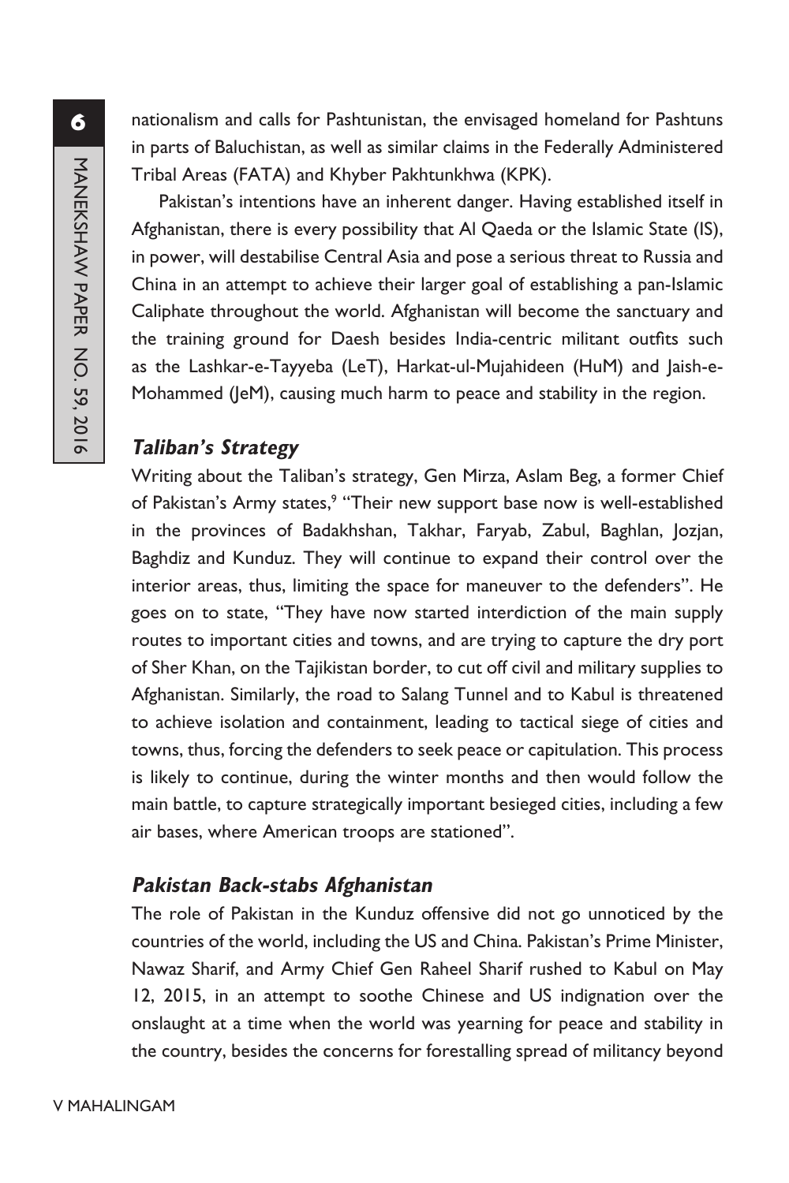nationalism and calls for Pashtunistan, the envisaged homeland for Pashtuns in parts of Baluchistan, as well as similar claims in the Federally Administered Tribal Areas (FATA) and Khyber Pakhtunkhwa (KPK).

Pakistan's intentions have an inherent danger. Having established itself in Afghanistan, there is every possibility that Al Qaeda or the Islamic State (IS), in power, will destabilise Central Asia and pose a serious threat to Russia and China in an attempt to achieve their larger goal of establishing a pan-Islamic Caliphate throughout the world. Afghanistan will become the sanctuary and the training ground for Daesh besides India-centric militant outfits such as the Lashkar-e-Tayyeba (LeT), Harkat-ul-Mujahideen (HuM) and Jaish-e-Mohammed (JeM), causing much harm to peace and stability in the region.

### *Taliban's Strategy*

Writing about the Taliban's strategy, Gen Mirza, Aslam Beg, a former Chief of Pakistan's Army states,[9] "Their new support base now is well-established in the provinces of Badakhshan, Takhar, Faryab, Zabul, Baghlan, Jozjan, Baghdiz and Kunduz. They will continue to expand their control over the interior areas, thus, limiting the space for maneuver to the defenders". He goes on to state, "They have now started interdiction of the main supply routes to important cities and towns, and are trying to capture the dry port of Sher Khan, on the Tajikistan border, to cut off civil and military supplies to Afghanistan. Similarly, the road to Salang Tunnel and to Kabul is threatened to achieve isolation and containment, leading to tactical siege of cities and towns, thus, forcing the defenders to seek peace or capitulation. This process is likely to continue, during the winter months and then would follow the main battle, to capture strategically important besieged cities, including a few air bases, where American troops are stationed".

### *Pakistan Back-stabs Afghanistan*

The role of Pakistan in the Kunduz offensive did not go unnoticed by the countries of the world, including the US and China. Pakistan's Prime Minister, Nawaz Sharif, and Army Chief Gen Raheel Sharif rushed to Kabul on May 12, 2015, in an attempt to soothe Chinese and US indignation over the onslaught at a time when the world was yearning for peace and stability in the country, besides the concerns for forestalling spread of militancy beyond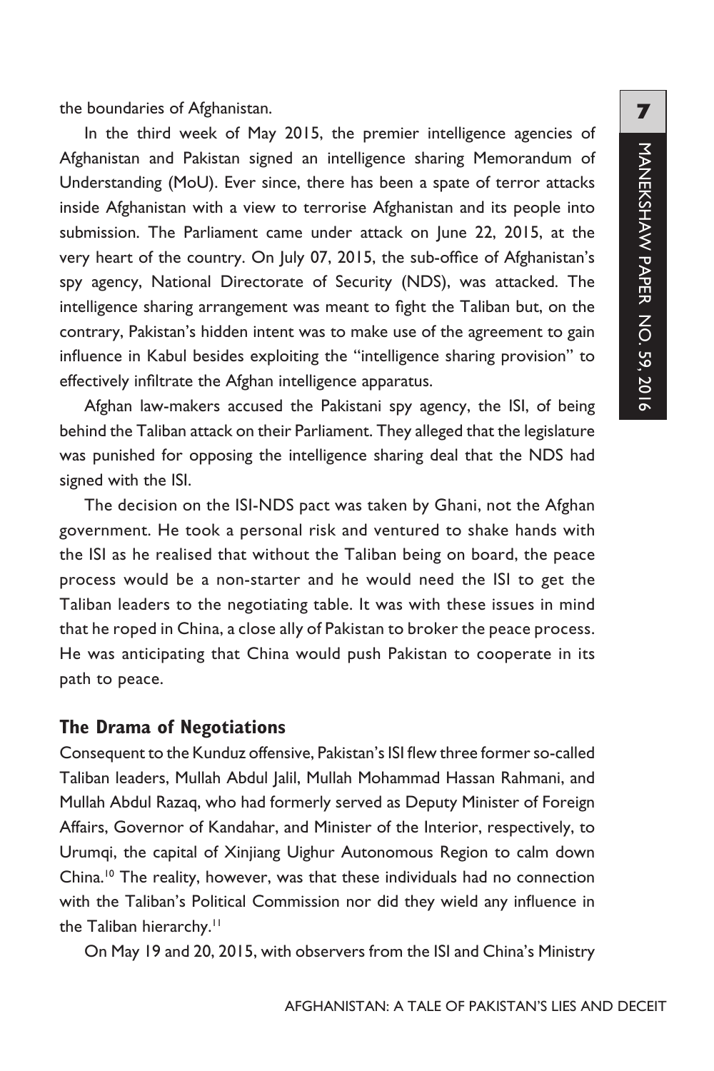the boundaries of Afghanistan.

In the third week of May 2015, the premier intelligence agencies of Afghanistan and Pakistan signed an intelligence sharing Memorandum of Understanding (MoU). Ever since, there has been a spate of terror attacks inside Afghanistan with a view to terrorise Afghanistan and its people into submission. The Parliament came under attack on June 22, 2015, at the very heart of the country. On July 07, 2015, the sub-office of Afghanistan's spy agency, National Directorate of Security (NDS), was attacked. The intelligence sharing arrangement was meant to fight the Taliban but, on the contrary, Pakistan's hidden intent was to make use of the agreement to gain influence in Kabul besides exploiting the "intelligence sharing provision" to effectively infiltrate the Afghan intelligence apparatus.

Afghan law-makers accused the Pakistani spy agency, the ISI, of being behind the Taliban attack on their Parliament. They alleged that the legislature was punished for opposing the intelligence sharing deal that the NDS had signed with the ISI.

The decision on the ISI-NDS pact was taken by Ghani, not the Afghan government. He took a personal risk and ventured to shake hands with the ISI as he realised that without the Taliban being on board, the peace process would be a non-starter and he would need the ISI to get the Taliban leaders to the negotiating table. It was with these issues in mind that he roped in China, a close ally of Pakistan to broker the peace process. He was anticipating that China would push Pakistan to cooperate in its path to peace.

## The Drama of Negotiations

Consequent to the Kunduz offensive, Pakistan's ISI flew three former so-called Taliban leaders, Mullah Abdul Jalil, Mullah Mohammad Hassan Rahmani, and Mullah Abdul Razaq, who had formerly served as Deputy Minister of Foreign Affairs, Governor of Kandahar, and Minister of the Interior, respectively, to Urumqi, the capital of Xinjiang Uighur Autonomous Region to calm down China.[10] The reality, however, was that these individuals had no connection with the Taliban's Political Commission nor did they wield any influence in the Taliban hierarchy.[11]

On May 19 and 20, 2015, with observers from the ISI and China's Ministry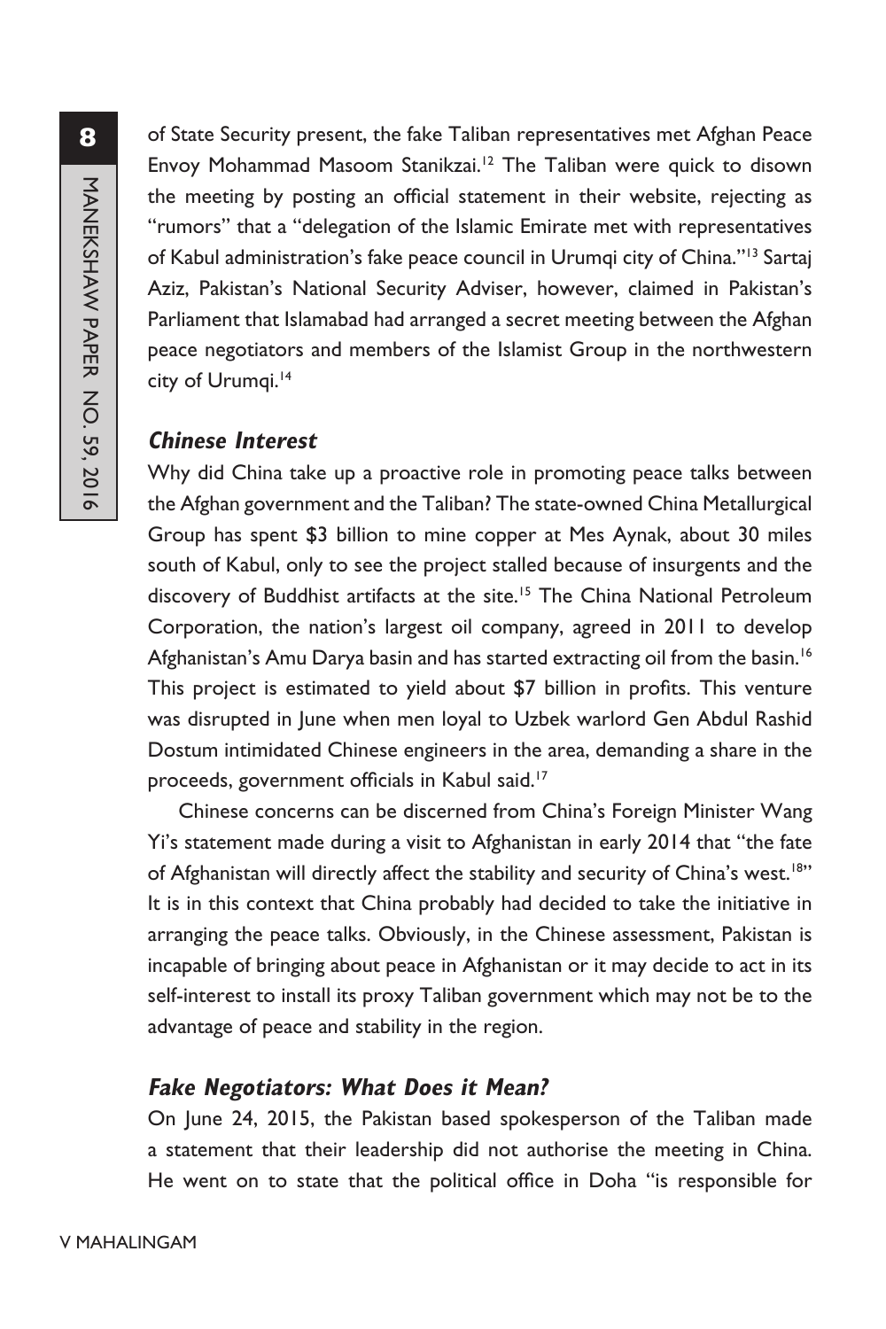of State Security present, the fake Taliban representatives met Afghan Peace Envoy Mohammad Masoom Stanikzai.[12] The Taliban were quick to disown the meeting by posting an official statement in their website, rejecting as "rumors" that a "delegation of the Islamic Emirate met with representatives of Kabul administration's fake peace council in Urumqi city of China."[13] Sartaj Aziz, Pakistan's National Security Adviser, however, claimed in Pakistan's Parliament that Islamabad had arranged a secret meeting between the Afghan peace negotiators and members of the Islamist Group in the northwestern city of Urumqi.[14]

### *Chinese Interest*

Why did China take up a proactive role in promoting peace talks between the Afghan government and the Taliban? The state-owned China Metallurgical Group has spent $3 billion to mine copper at Mes Aynak, about 30 miles south of Kabul, only to see the project stalled because of insurgents and the discovery of Buddhist artifacts at the site.[15] The China National Petroleum Corporation, the nation's largest oil company, agreed in 2011 to develop Afghanistan's Amu Darya basin and has started extracting oil from the basin.[16] This project is estimated to yield about $7 billion in profits. This venture was disrupted in June when men loyal to Uzbek warlord Gen Abdul Rashid Dostum intimidated Chinese engineers in the area, demanding a share in the proceeds, government officials in Kabul said.[17]

Chinese concerns can be discerned from China's Foreign Minister Wang Yi's statement made during a visit to Afghanistan in early 2014 that "the fate of Afghanistan will directly affect the stability and security of China's west.[18]" It is in this context that China probably had decided to take the initiative in arranging the peace talks. Obviously, in the Chinese assessment, Pakistan is incapable of bringing about peace in Afghanistan or it may decide to act in its self-interest to install its proxy Taliban government which may not be to the advantage of peace and stability in the region.

### *Fake Negotiators: What Does it Mean?*

On June 24, 2015, the Pakistan based spokesperson of the Taliban made a statement that their leadership did not authorise the meeting in China. He went on to state that the political office in Doha "is responsible for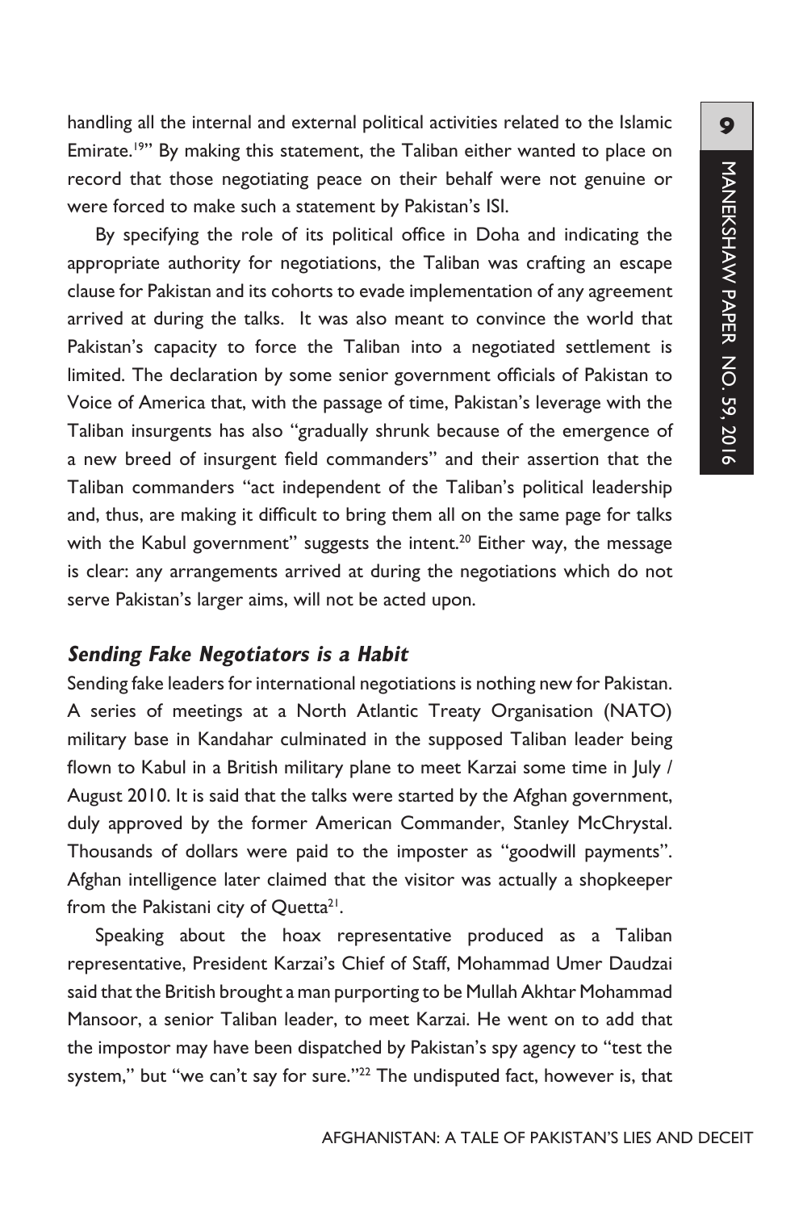handling all the internal and external political activities related to the Islamic Emirate.[19]" By making this statement, the Taliban either wanted to place on record that those negotiating peace on their behalf were not genuine or were forced to make such a statement by Pakistan's ISI.

By specifying the role of its political office in Doha and indicating the appropriate authority for negotiations, the Taliban was crafting an escape clause for Pakistan and its cohorts to evade implementation of any agreement arrived at during the talks. It was also meant to convince the world that Pakistan's capacity to force the Taliban into a negotiated settlement is limited. The declaration by some senior government officials of Pakistan to Voice of America that, with the passage of time, Pakistan's leverage with the Taliban insurgents has also "gradually shrunk because of the emergence of a new breed of insurgent field commanders" and their assertion that the Taliban commanders "act independent of the Taliban's political leadership and, thus, are making it difficult to bring them all on the same page for talks with the Kabul government" suggests the intent.[20] Either way, the message is clear: any arrangements arrived at during the negotiations which do not serve Pakistan's larger aims, will not be acted upon.

### *Sending Fake Negotiators is a Habit*

Sending fake leaders for international negotiations is nothing new for Pakistan. A series of meetings at a North Atlantic Treaty Organisation (NATO) military base in Kandahar culminated in the supposed Taliban leader being flown to Kabul in a British military plane to meet Karzai some time in July / August 2010. It is said that the talks were started by the Afghan government, duly approved by the former American Commander, Stanley McChrystal. Thousands of dollars were paid to the imposter as "goodwill payments". Afghan intelligence later claimed that the visitor was actually a shopkeeper from the Pakistani city of Quetta[21].

Speaking about the hoax representative produced as a Taliban representative, President Karzai's Chief of Staff, Mohammad Umer Daudzai said that the British brought a man purporting to be Mullah Akhtar Mohammad Mansoor, a senior Taliban leader, to meet Karzai. He went on to add that the impostor may have been dispatched by Pakistan's spy agency to "test the system," but "we can't say for sure."[22] The undisputed fact, however is, that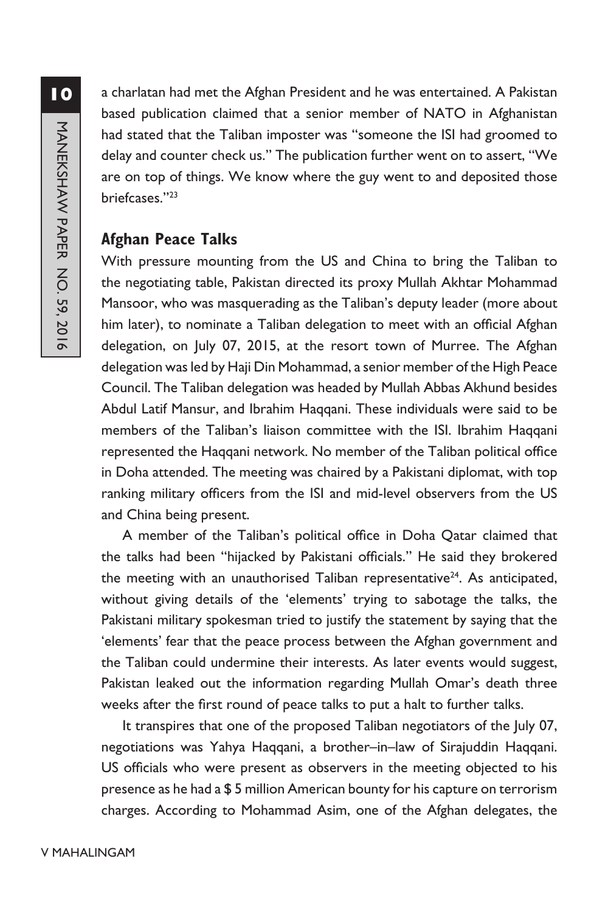a charlatan had met the Afghan President and he was entertained. A Pakistan based publication claimed that a senior member of NATO in Afghanistan had stated that the Taliban imposter was "someone the ISI had groomed to delay and counter check us." The publication further went on to assert, "We are on top of things. We know where the guy went to and deposited those briefcases."[23]

## Afghan Peace Talks

With pressure mounting from the US and China to bring the Taliban to the negotiating table, Pakistan directed its proxy Mullah Akhtar Mohammad Mansoor, who was masquerading as the Taliban's deputy leader (more about him later), to nominate a Taliban delegation to meet with an official Afghan delegation, on July 07, 2015, at the resort town of Murree. The Afghan delegation was led by Haji Din Mohammad, a senior member of the High Peace Council. The Taliban delegation was headed by Mullah Abbas Akhund besides Abdul Latif Mansur, and Ibrahim Haqqani. These individuals were said to be members of the Taliban's liaison committee with the ISI. Ibrahim Haqqani represented the Haqqani network. No member of the Taliban political office in Doha attended. The meeting was chaired by a Pakistani diplomat, with top ranking military officers from the ISI and mid-level observers from the US and China being present.

A member of the Taliban's political office in Doha Qatar claimed that the talks had been "hijacked by Pakistani officials." He said they brokered the meeting with an unauthorised Taliban representative[24]. As anticipated, without giving details of the 'elements' trying to sabotage the talks, the Pakistani military spokesman tried to justify the statement by saying that the 'elements' fear that the peace process between the Afghan government and the Taliban could undermine their interests. As later events would suggest, Pakistan leaked out the information regarding Mullah Omar's death three weeks after the first round of peace talks to put a halt to further talks.

It transpires that one of the proposed Taliban negotiators of the July 07, negotiations was Yahya Haqqani, a brother–in–law of Sirajuddin Haqqani. US officials who were present as observers in the meeting objected to his presence as he had a $ 5 million American bounty for his capture on terrorism charges. According to Mohammad Asim, one of the Afghan delegates, the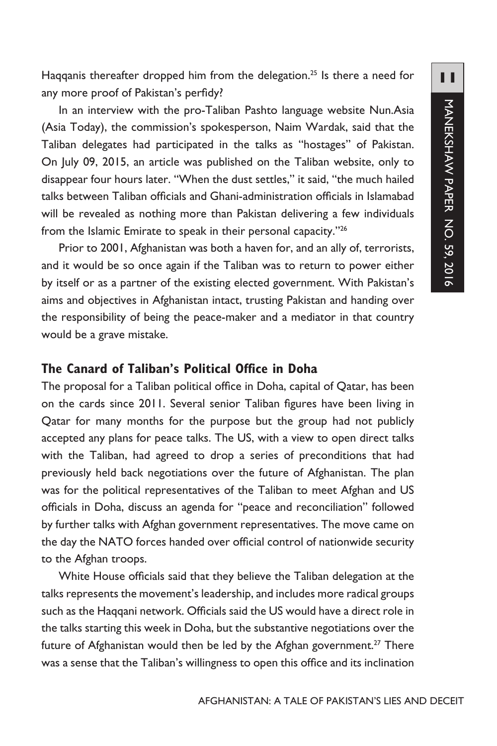Haqqanis thereafter dropped him from the delegation.[25] Is there a need for any more proof of Pakistan's perfidy?

In an interview with the pro-Taliban Pashto language website Nun.Asia (Asia Today), the commission's spokesperson, Naim Wardak, said that the Taliban delegates had participated in the talks as "hostages" of Pakistan. On July 09, 2015, an article was published on the Taliban website, only to disappear four hours later. "When the dust settles," it said, "the much hailed talks between Taliban officials and Ghani-administration officials in Islamabad will be revealed as nothing more than Pakistan delivering a few individuals from the Islamic Emirate to speak in their personal capacity."[26]

Prior to 2001, Afghanistan was both a haven for, and an ally of, terrorists, and it would be so once again if the Taliban was to return to power either by itself or as a partner of the existing elected government. With Pakistan's aims and objectives in Afghanistan intact, trusting Pakistan and handing over the responsibility of being the peace-maker and a mediator in that country would be a grave mistake.

## The Canard of Taliban's Political Office in Doha

The proposal for a Taliban political office in Doha, capital of Qatar, has been on the cards since 2011. Several senior Taliban figures have been living in Qatar for many months for the purpose but the group had not publicly accepted any plans for peace talks. The US, with a view to open direct talks with the Taliban, had agreed to drop a series of preconditions that had previously held back negotiations over the future of Afghanistan. The plan was for the political representatives of the Taliban to meet Afghan and US officials in Doha, discuss an agenda for "peace and reconciliation" followed by further talks with Afghan government representatives. The move came on the day the NATO forces handed over official control of nationwide security to the Afghan troops.

White House officials said that they believe the Taliban delegation at the talks represents the movement's leadership, and includes more radical groups such as the Haqqani network. Officials said the US would have a direct role in the talks starting this week in Doha, but the substantive negotiations over the future of Afghanistan would then be led by the Afghan government.[27] There was a sense that the Taliban's willingness to open this office and its inclination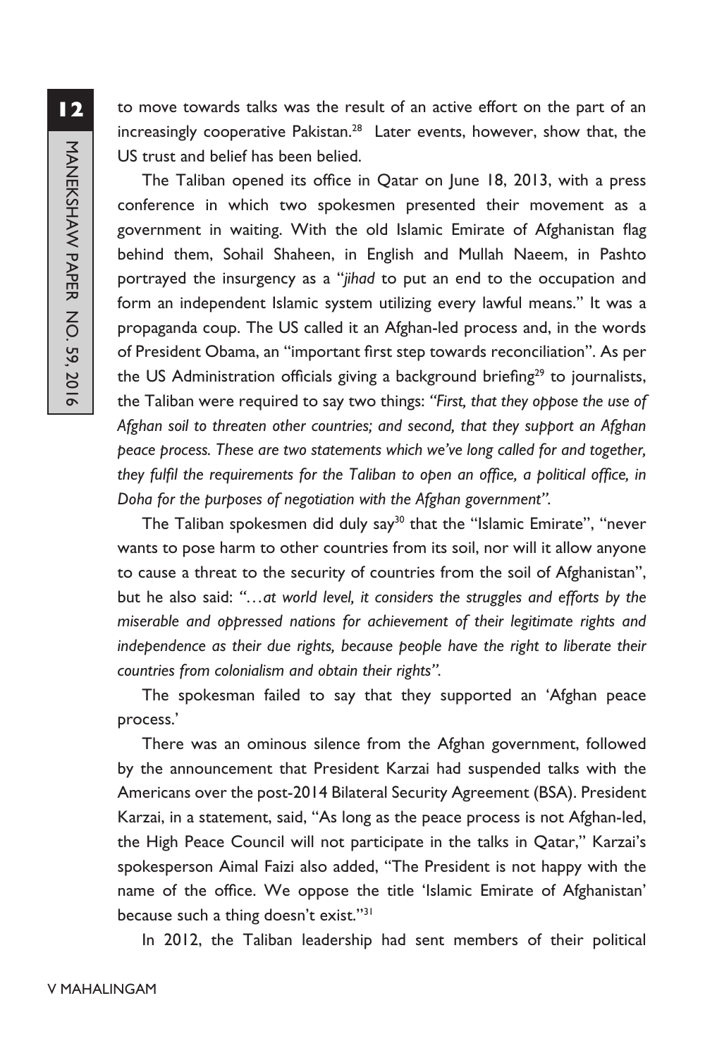to move towards talks was the result of an active effort on the part of an increasingly cooperative Pakistan.[28] Later events, however, show that, the US trust and belief has been belied.

The Taliban opened its office in Qatar on June 18, 2013, with a press conference in which two spokesmen presented their movement as a government in waiting. With the old Islamic Emirate of Afghanistan flag behind them, Sohail Shaheen, in English and Mullah Naeem, in Pashto portrayed the insurgency as a "*jihad* to put an end to the occupation and form an independent Islamic system utilizing every lawful means." It was a propaganda coup. The US called it an Afghan-led process and, in the words of President Obama, an "important first step towards reconciliation". As per the US Administration officials giving a background briefing[29] to journalists, the Taliban were required to say two things: *"First, that they oppose the use of Afghan soil to threaten other countries; and second, that they support an Afghan peace process. These are two statements which we've long called for and together, they fulfil the requirements for the Taliban to open an office, a political office, in Doha for the purposes of negotiation with the Afghan government".*

The Taliban spokesmen did duly say[30] that the "Islamic Emirate", "never wants to pose harm to other countries from its soil, nor will it allow anyone to cause a threat to the security of countries from the soil of Afghanistan", but he also said: *"…at world level, it considers the struggles and efforts by the miserable and oppressed nations for achievement of their legitimate rights and independence as their due rights, because people have the right to liberate their countries from colonialism and obtain their rights".*

The spokesman failed to say that they supported an 'Afghan peace process.'

There was an ominous silence from the Afghan government, followed by the announcement that President Karzai had suspended talks with the Americans over the post-2014 Bilateral Security Agreement (BSA). President Karzai, in a statement, said, "As long as the peace process is not Afghan-led, the High Peace Council will not participate in the talks in Qatar," Karzai's spokesperson Aimal Faizi also added, "The President is not happy with the name of the office. We oppose the title 'Islamic Emirate of Afghanistan' because such a thing doesn't exist."[31]

In 2012, the Taliban leadership had sent members of their political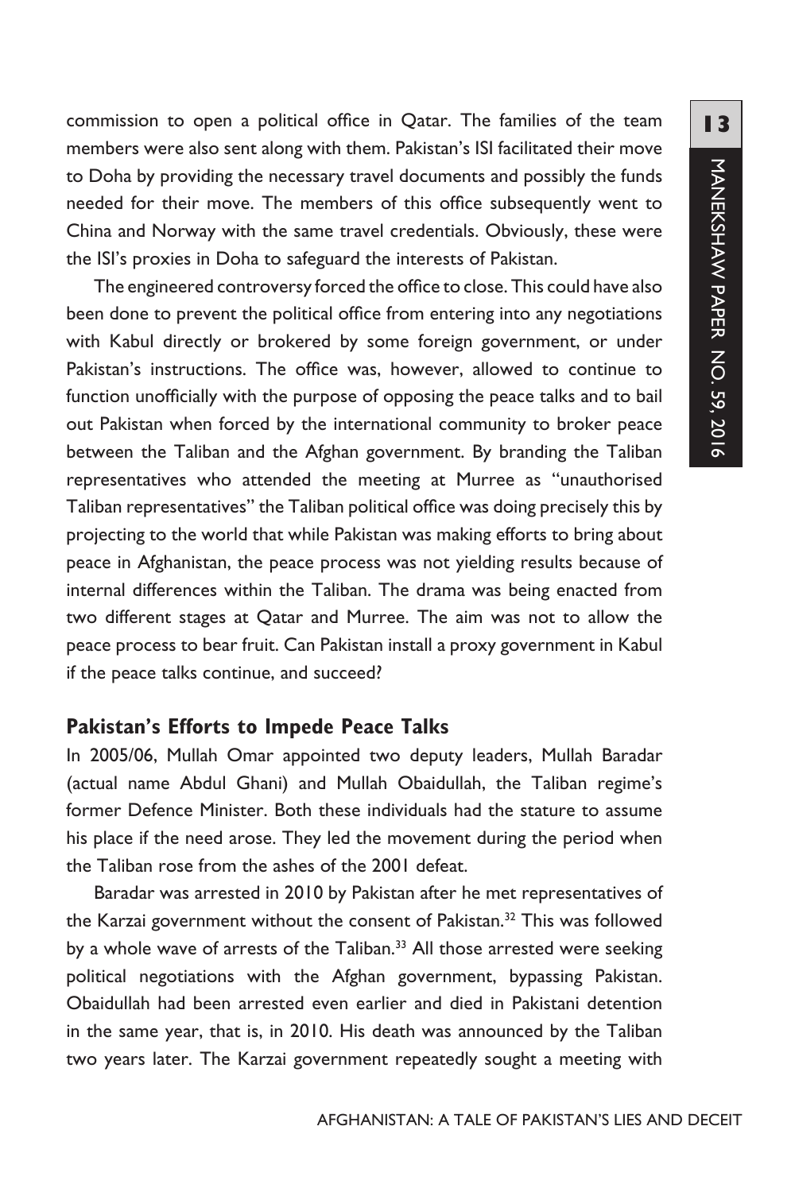commission to open a political office in Qatar. The families of the team members were also sent along with them. Pakistan's ISI facilitated their move to Doha by providing the necessary travel documents and possibly the funds needed for their move. The members of this office subsequently went to China and Norway with the same travel credentials. Obviously, these were the ISI's proxies in Doha to safeguard the interests of Pakistan.

The engineered controversy forced the office to close. This could have also been done to prevent the political office from entering into any negotiations with Kabul directly or brokered by some foreign government, or under Pakistan's instructions. The office was, however, allowed to continue to function unofficially with the purpose of opposing the peace talks and to bail out Pakistan when forced by the international community to broker peace between the Taliban and the Afghan government. By branding the Taliban representatives who attended the meeting at Murree as "unauthorised Taliban representatives" the Taliban political office was doing precisely this by projecting to the world that while Pakistan was making efforts to bring about peace in Afghanistan, the peace process was not yielding results because of internal differences within the Taliban. The drama was being enacted from two different stages at Qatar and Murree. The aim was not to allow the peace process to bear fruit. Can Pakistan install a proxy government in Kabul if the peace talks continue, and succeed?

## Pakistan's Efforts to Impede Peace Talks

In 2005/06, Mullah Omar appointed two deputy leaders, Mullah Baradar (actual name Abdul Ghani) and Mullah Obaidullah, the Taliban regime's former Defence Minister. Both these individuals had the stature to assume his place if the need arose. They led the movement during the period when the Taliban rose from the ashes of the 2001 defeat.

Baradar was arrested in 2010 by Pakistan after he met representatives of the Karzai government without the consent of Pakistan.[32] This was followed by a whole wave of arrests of the Taliban.[33] All those arrested were seeking political negotiations with the Afghan government, bypassing Pakistan. Obaidullah had been arrested even earlier and died in Pakistani detention in the same year, that is, in 2010. His death was announced by the Taliban two years later. The Karzai government repeatedly sought a meeting with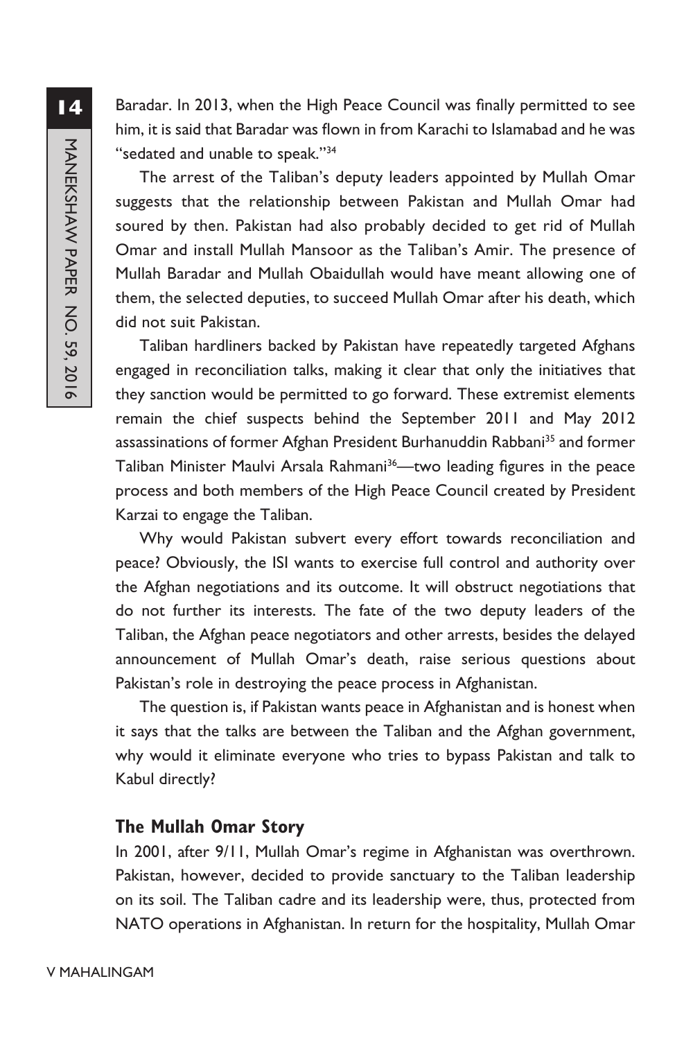Baradar. In 2013, when the High Peace Council was finally permitted to see him, it is said that Baradar was flown in from Karachi to Islamabad and he was "sedated and unable to speak."[34]

The arrest of the Taliban's deputy leaders appointed by Mullah Omar suggests that the relationship between Pakistan and Mullah Omar had soured by then. Pakistan had also probably decided to get rid of Mullah Omar and install Mullah Mansoor as the Taliban's Amir. The presence of Mullah Baradar and Mullah Obaidullah would have meant allowing one of them, the selected deputies, to succeed Mullah Omar after his death, which did not suit Pakistan.

Taliban hardliners backed by Pakistan have repeatedly targeted Afghans engaged in reconciliation talks, making it clear that only the initiatives that they sanction would be permitted to go forward. These extremist elements remain the chief suspects behind the September 2011 and May 2012 assassinations of former Afghan President Burhanuddin Rabbani[35] and former Taliban Minister Maulvi Arsala Rahmani[36]—two leading figures in the peace process and both members of the High Peace Council created by President Karzai to engage the Taliban.

Why would Pakistan subvert every effort towards reconciliation and peace? Obviously, the ISI wants to exercise full control and authority over the Afghan negotiations and its outcome. It will obstruct negotiations that do not further its interests. The fate of the two deputy leaders of the Taliban, the Afghan peace negotiators and other arrests, besides the delayed announcement of Mullah Omar's death, raise serious questions about Pakistan's role in destroying the peace process in Afghanistan.

The question is, if Pakistan wants peace in Afghanistan and is honest when it says that the talks are between the Taliban and the Afghan government, why would it eliminate everyone who tries to bypass Pakistan and talk to Kabul directly?

### The Mullah Omar Story

In 2001, after 9/11, Mullah Omar's regime in Afghanistan was overthrown. Pakistan, however, decided to provide sanctuary to the Taliban leadership on its soil. The Taliban cadre and its leadership were, thus, protected from NATO operations in Afghanistan. In return for the hospitality, Mullah Omar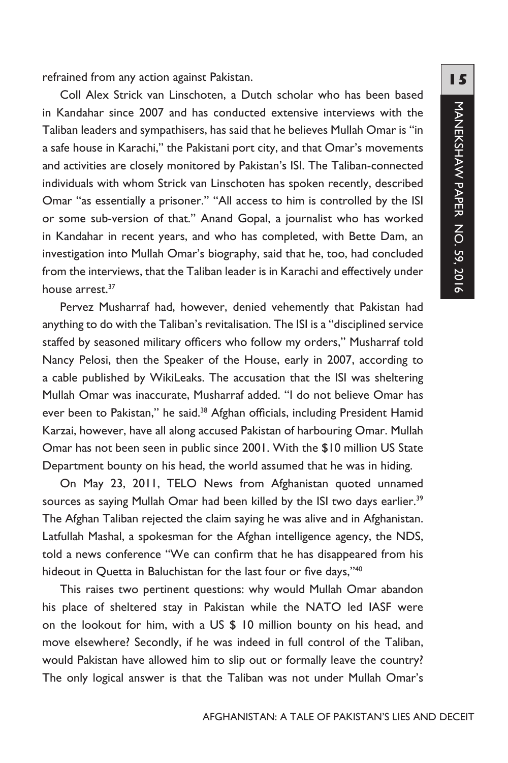refrained from any action against Pakistan.

Coll Alex Strick van Linschoten, a Dutch scholar who has been based in Kandahar since 2007 and has conducted extensive interviews with the Taliban leaders and sympathisers, has said that he believes Mullah Omar is "in a safe house in Karachi," the Pakistani port city, and that Omar's movements and activities are closely monitored by Pakistan's ISI. The Taliban-connected individuals with whom Strick van Linschoten has spoken recently, described Omar "as essentially a prisoner." "All access to him is controlled by the ISI or some sub-version of that." Anand Gopal, a journalist who has worked in Kandahar in recent years, and who has completed, with Bette Dam, an investigation into Mullah Omar's biography, said that he, too, had concluded from the interviews, that the Taliban leader is in Karachi and effectively under house arrest.[37]

Pervez Musharraf had, however, denied vehemently that Pakistan had anything to do with the Taliban's revitalisation. The ISI is a "disciplined service staffed by seasoned military officers who follow my orders," Musharraf told Nancy Pelosi, then the Speaker of the House, early in 2007, according to a cable published by WikiLeaks. The accusation that the ISI was sheltering Mullah Omar was inaccurate, Musharraf added. "I do not believe Omar has ever been to Pakistan," he said.[38] Afghan officials, including President Hamid Karzai, however, have all along accused Pakistan of harbouring Omar. Mullah Omar has not been seen in public since 2001. With the $10 million US State Department bounty on his head, the world assumed that he was in hiding.

On May 23, 2011, TELO News from Afghanistan quoted unnamed sources as saying Mullah Omar had been killed by the ISI two days earlier.[39] The Afghan Taliban rejected the claim saying he was alive and in Afghanistan. Latfullah Mashal, a spokesman for the Afghan intelligence agency, the NDS, told a news conference "We can confirm that he has disappeared from his hideout in Quetta in Baluchistan for the last four or five days,"[40]

This raises two pertinent questions: why would Mullah Omar abandon his place of sheltered stay in Pakistan while the NATO led IASF were on the lookout for him, with a US $ 10 million bounty on his head, and move elsewhere? Secondly, if he was indeed in full control of the Taliban, would Pakistan have allowed him to slip out or formally leave the country? The only logical answer is that the Taliban was not under Mullah Omar's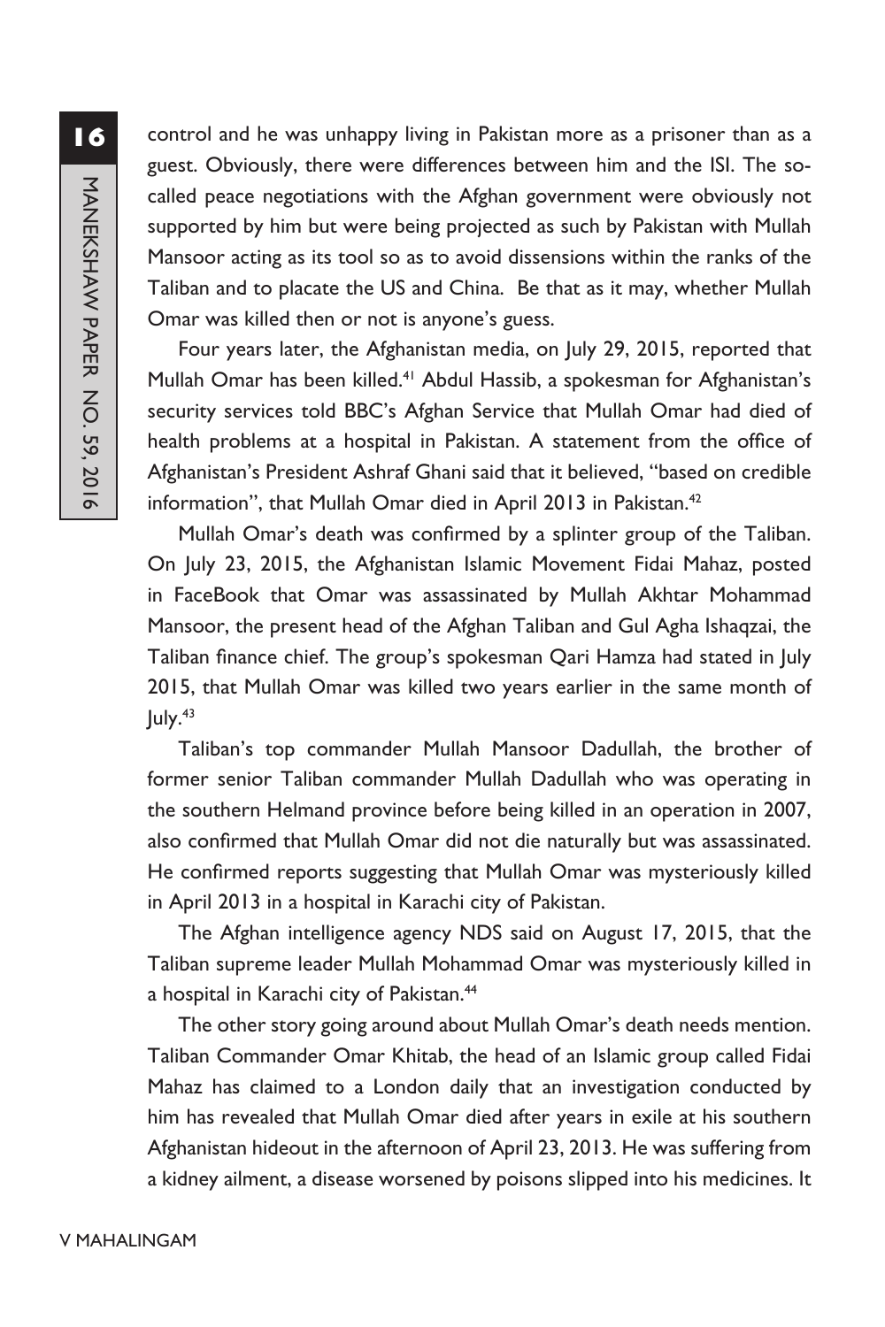control and he was unhappy living in Pakistan more as a prisoner than as a guest. Obviously, there were differences between him and the ISI. The so-called peace negotiations with the Afghan government were obviously not supported by him but were being projected as such by Pakistan with Mullah Mansoor acting as its tool so as to avoid dissensions within the ranks of the Taliban and to placate the US and China. Be that as it may, whether Mullah Omar was killed then or not is anyone's guess.

Four years later, the Afghanistan media, on July 29, 2015, reported that Mullah Omar has been killed.[41] Abdul Hassib, a spokesman for Afghanistan's security services told BBC's Afghan Service that Mullah Omar had died of health problems at a hospital in Pakistan. A statement from the office of Afghanistan's President Ashraf Ghani said that it believed, "based on credible information", that Mullah Omar died in April 2013 in Pakistan.[42]

Mullah Omar's death was confirmed by a splinter group of the Taliban. On July 23, 2015, the Afghanistan Islamic Movement Fidai Mahaz, posted in FaceBook that Omar was assassinated by Mullah Akhtar Mohammad Mansoor, the present head of the Afghan Taliban and Gul Agha Ishaqzai, the Taliban finance chief. The group's spokesman Qari Hamza had stated in July 2015, that Mullah Omar was killed two years earlier in the same month of July.[43]

Taliban's top commander Mullah Mansoor Dadullah, the brother of former senior Taliban commander Mullah Dadullah who was operating in the southern Helmand province before being killed in an operation in 2007, also confirmed that Mullah Omar did not die naturally but was assassinated. He confirmed reports suggesting that Mullah Omar was mysteriously killed in April 2013 in a hospital in Karachi city of Pakistan.

The Afghan intelligence agency NDS said on August 17, 2015, that the Taliban supreme leader Mullah Mohammad Omar was mysteriously killed in a hospital in Karachi city of Pakistan.[44]

The other story going around about Mullah Omar's death needs mention. Taliban Commander Omar Khitab, the head of an Islamic group called Fidai Mahaz has claimed to a London daily that an investigation conducted by him has revealed that Mullah Omar died after years in exile at his southern Afghanistan hideout in the afternoon of April 23, 2013. He was suffering from a kidney ailment, a disease worsened by poisons slipped into his medicines. It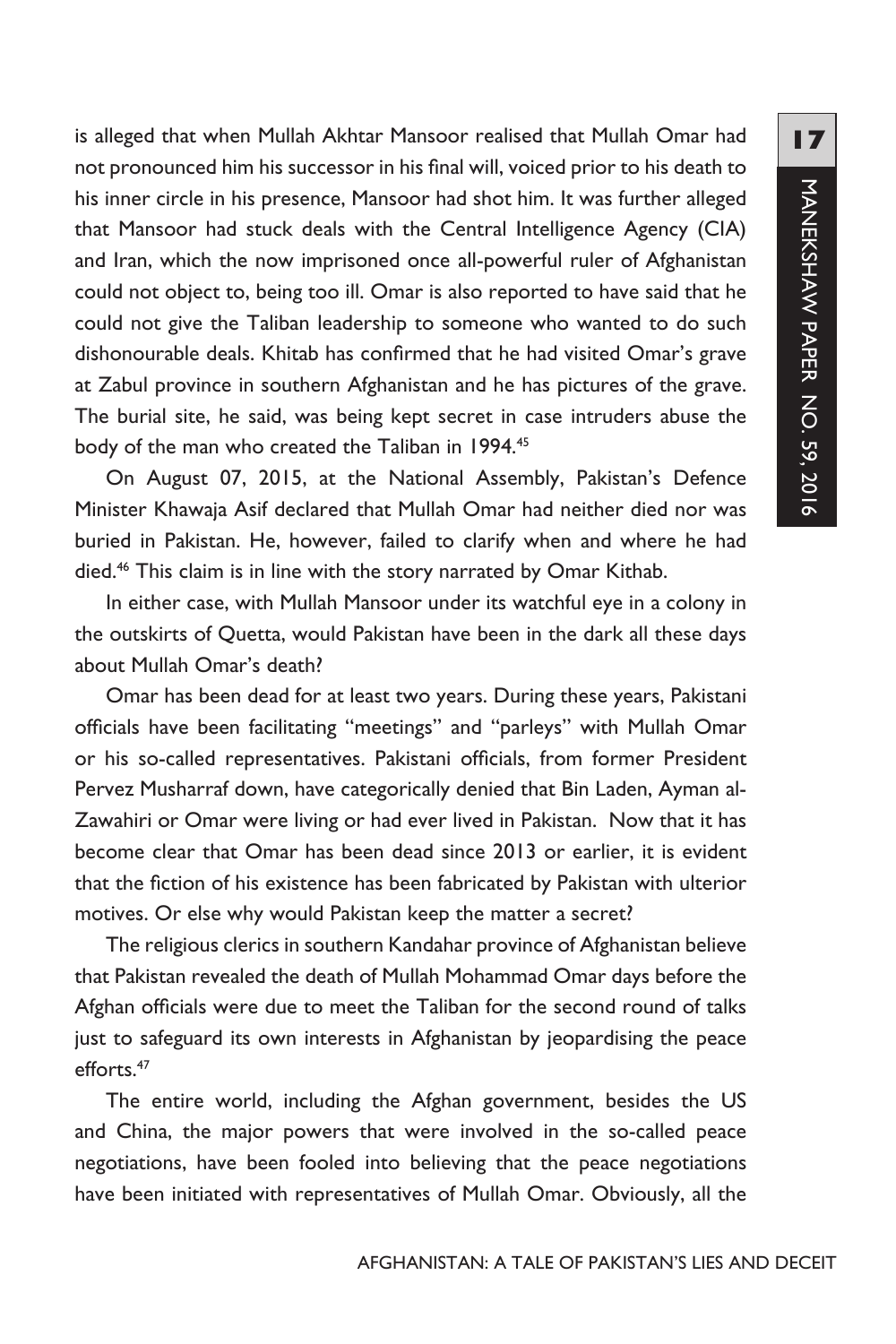is alleged that when Mullah Akhtar Mansoor realised that Mullah Omar had not pronounced him his successor in his final will, voiced prior to his death to his inner circle in his presence, Mansoor had shot him. It was further alleged that Mansoor had stuck deals with the Central Intelligence Agency (CIA) and Iran, which the now imprisoned once all-powerful ruler of Afghanistan could not object to, being too ill. Omar is also reported to have said that he could not give the Taliban leadership to someone who wanted to do such dishonourable deals. Khitab has confirmed that he had visited Omar's grave at Zabul province in southern Afghanistan and he has pictures of the grave. The burial site, he said, was being kept secret in case intruders abuse the body of the man who created the Taliban in 1994.[45]

On August 07, 2015, at the National Assembly, Pakistan's Defence Minister Khawaja Asif declared that Mullah Omar had neither died nor was buried in Pakistan. He, however, failed to clarify when and where he had died.[46] This claim is in line with the story narrated by Omar Kithab.

In either case, with Mullah Mansoor under its watchful eye in a colony in the outskirts of Quetta, would Pakistan have been in the dark all these days about Mullah Omar's death?

Omar has been dead for at least two years. During these years, Pakistani officials have been facilitating "meetings" and "parleys" with Mullah Omar or his so-called representatives. Pakistani officials, from former President Pervez Musharraf down, have categorically denied that Bin Laden, Ayman al-Zawahiri or Omar were living or had ever lived in Pakistan. Now that it has become clear that Omar has been dead since 2013 or earlier, it is evident that the fiction of his existence has been fabricated by Pakistan with ulterior motives. Or else why would Pakistan keep the matter a secret?

The religious clerics in southern Kandahar province of Afghanistan believe that Pakistan revealed the death of Mullah Mohammad Omar days before the Afghan officials were due to meet the Taliban for the second round of talks just to safeguard its own interests in Afghanistan by jeopardising the peace efforts.[47]

The entire world, including the Afghan government, besides the US and China, the major powers that were involved in the so-called peace negotiations, have been fooled into believing that the peace negotiations have been initiated with representatives of Mullah Omar. Obviously, all the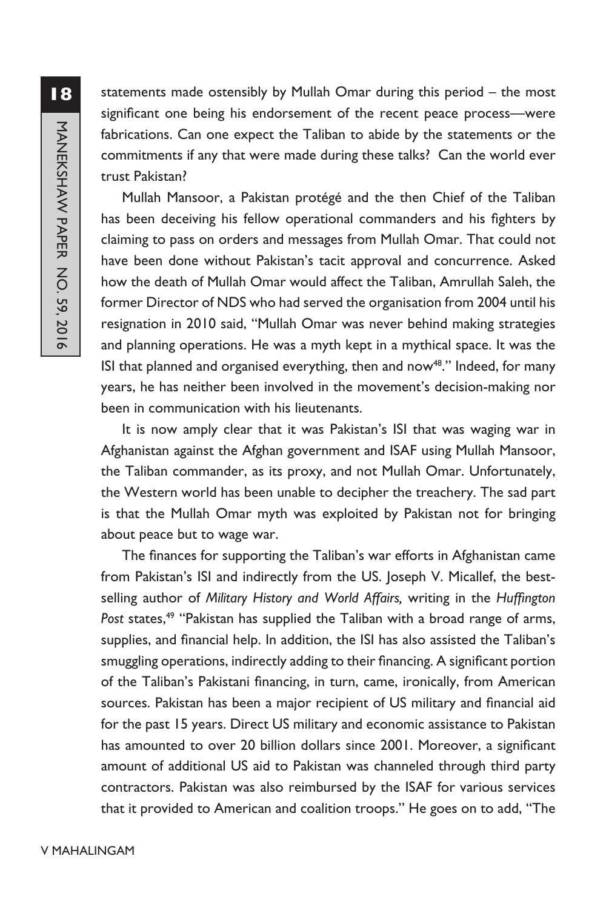statements made ostensibly by Mullah Omar during this period – the most significant one being his endorsement of the recent peace process—were fabrications. Can one expect the Taliban to abide by the statements or the commitments if any that were made during these talks? Can the world ever trust Pakistan?

Mullah Mansoor, a Pakistan protégé and the then Chief of the Taliban has been deceiving his fellow operational commanders and his fighters by claiming to pass on orders and messages from Mullah Omar. That could not have been done without Pakistan's tacit approval and concurrence. Asked how the death of Mullah Omar would affect the Taliban, Amrullah Saleh, the former Director of NDS who had served the organisation from 2004 until his resignation in 2010 said, "Mullah Omar was never behind making strategies and planning operations. He was a myth kept in a mythical space. It was the ISI that planned and organised everything, then and now[48]." Indeed, for many years, he has neither been involved in the movement's decision-making nor been in communication with his lieutenants.

It is now amply clear that it was Pakistan's ISI that was waging war in Afghanistan against the Afghan government and ISAF using Mullah Mansoor, the Taliban commander, as its proxy, and not Mullah Omar. Unfortunately, the Western world has been unable to decipher the treachery. The sad part is that the Mullah Omar myth was exploited by Pakistan not for bringing about peace but to wage war.

The finances for supporting the Taliban's war efforts in Afghanistan came from Pakistan's ISI and indirectly from the US. Joseph V. Micallef, the best-selling author of *Military History and World Affairs,* writing in the *Huffington Post* states,[49] "Pakistan has supplied the Taliban with a broad range of arms, supplies, and financial help. In addition, the ISI has also assisted the Taliban's smuggling operations, indirectly adding to their financing. A significant portion of the Taliban's Pakistani financing, in turn, came, ironically, from American sources. Pakistan has been a major recipient of US military and financial aid for the past 15 years. Direct US military and economic assistance to Pakistan has amounted to over 20 billion dollars since 2001. Moreover, a significant amount of additional US aid to Pakistan was channeled through third party contractors. Pakistan was also reimbursed by the ISAF for various services that it provided to American and coalition troops." He goes on to add, "The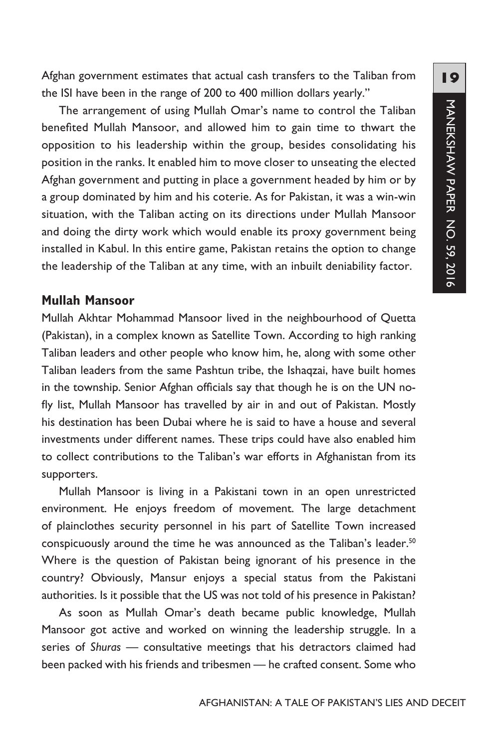Afghan government estimates that actual cash transfers to the Taliban from the ISI have been in the range of 200 to 400 million dollars yearly."

The arrangement of using Mullah Omar's name to control the Taliban benefited Mullah Mansoor, and allowed him to gain time to thwart the opposition to his leadership within the group, besides consolidating his position in the ranks. It enabled him to move closer to unseating the elected Afghan government and putting in place a government headed by him or by a group dominated by him and his coterie. As for Pakistan, it was a win-win situation, with the Taliban acting on its directions under Mullah Mansoor and doing the dirty work which would enable its proxy government being installed in Kabul. In this entire game, Pakistan retains the option to change the leadership of the Taliban at any time, with an inbuilt deniability factor.

## Mullah Mansoor

Mullah Akhtar Mohammad Mansoor lived in the neighbourhood of Quetta (Pakistan), in a complex known as Satellite Town. According to high ranking Taliban leaders and other people who know him, he, along with some other Taliban leaders from the same Pashtun tribe, the Ishaqzai, have built homes in the township. Senior Afghan officials say that though he is on the UN no-fly list, Mullah Mansoor has travelled by air in and out of Pakistan. Mostly his destination has been Dubai where he is said to have a house and several investments under different names. These trips could have also enabled him to collect contributions to the Taliban's war efforts in Afghanistan from its supporters.

Mullah Mansoor is living in a Pakistani town in an open unrestricted environment. He enjoys freedom of movement. The large detachment of plainclothes security personnel in his part of Satellite Town increased conspicuously around the time he was announced as the Taliban's leader.[50] Where is the question of Pakistan being ignorant of his presence in the country? Obviously, Mansur enjoys a special status from the Pakistani authorities. Is it possible that the US was not told of his presence in Pakistan?

As soon as Mullah Omar's death became public knowledge, Mullah Mansoor got active and worked on winning the leadership struggle. In a series of *Shuras* — consultative meetings that his detractors claimed had been packed with his friends and tribesmen — he crafted consent. Some who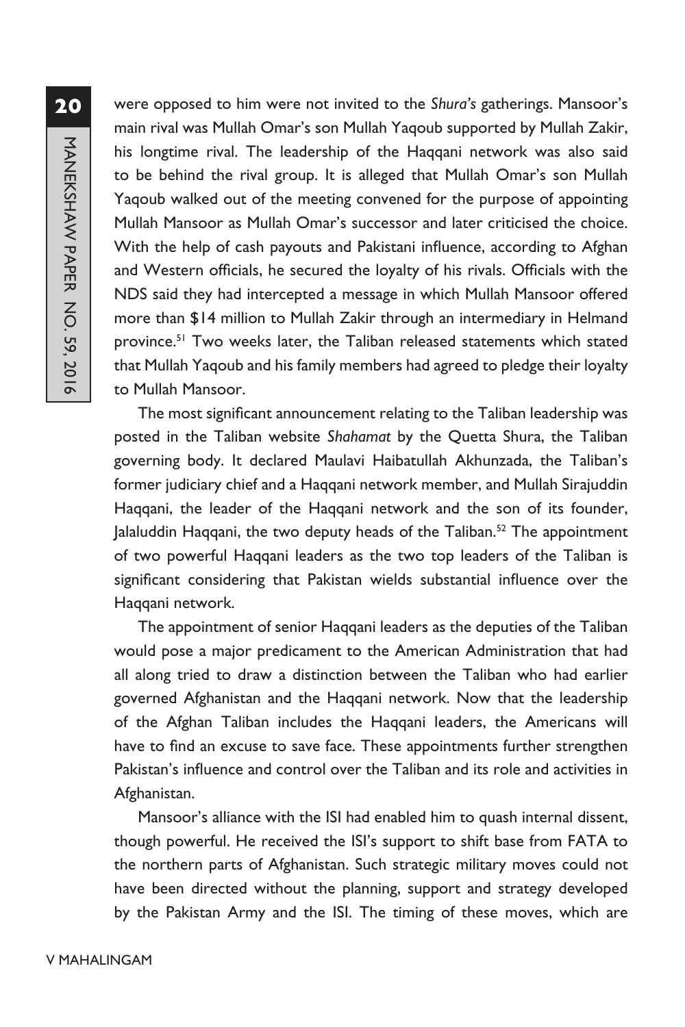were opposed to him were not invited to the *Shura's* gatherings. Mansoor's main rival was Mullah Omar's son Mullah Yaqoub supported by Mullah Zakir, his longtime rival. The leadership of the Haqqani network was also said to be behind the rival group. It is alleged that Mullah Omar's son Mullah Yaqoub walked out of the meeting convened for the purpose of appointing Mullah Mansoor as Mullah Omar's successor and later criticised the choice. With the help of cash payouts and Pakistani influence, according to Afghan and Western officials, he secured the loyalty of his rivals. Officials with the NDS said they had intercepted a message in which Mullah Mansoor offered more than $14 million to Mullah Zakir through an intermediary in Helmand province.[51] Two weeks later, the Taliban released statements which stated that Mullah Yaqoub and his family members had agreed to pledge their loyalty to Mullah Mansoor.

The most significant announcement relating to the Taliban leadership was posted in the Taliban website *Shahamat* by the Quetta Shura, the Taliban governing body. It declared Maulavi Haibatullah Akhunzada, the Taliban's former judiciary chief and a Haqqani network member, and Mullah Sirajuddin Haqqani, the leader of the Haqqani network and the son of its founder, Jalaluddin Haqqani, the two deputy heads of the Taliban.[52] The appointment of two powerful Haqqani leaders as the two top leaders of the Taliban is significant considering that Pakistan wields substantial influence over the Haqqani network.

The appointment of senior Haqqani leaders as the deputies of the Taliban would pose a major predicament to the American Administration that had all along tried to draw a distinction between the Taliban who had earlier governed Afghanistan and the Haqqani network. Now that the leadership of the Afghan Taliban includes the Haqqani leaders, the Americans will have to find an excuse to save face. These appointments further strengthen Pakistan's influence and control over the Taliban and its role and activities in Afghanistan.

Mansoor's alliance with the ISI had enabled him to quash internal dissent, though powerful. He received the ISI's support to shift base from FATA to the northern parts of Afghanistan. Such strategic military moves could not have been directed without the planning, support and strategy developed by the Pakistan Army and the ISI. The timing of these moves, which are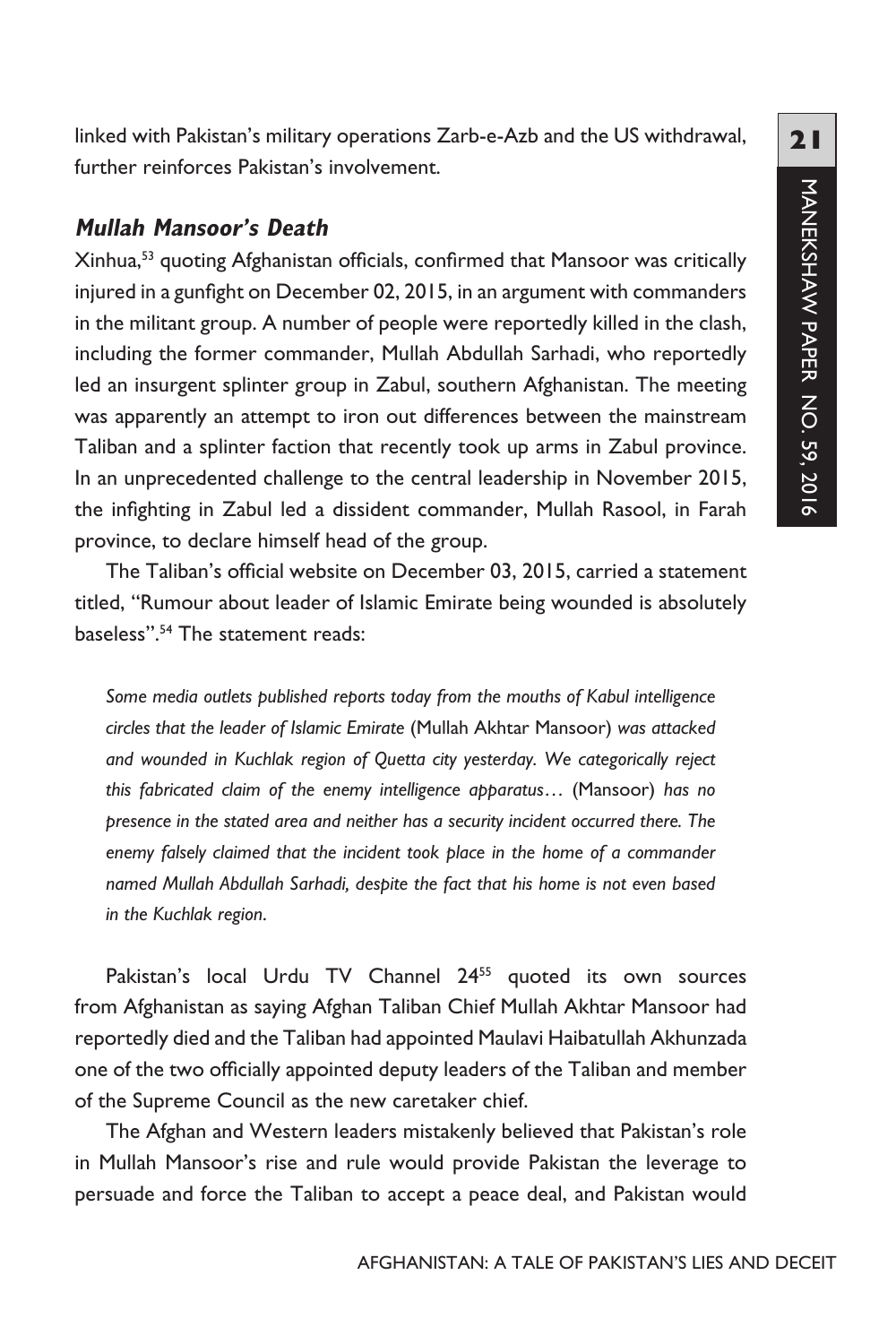linked with Pakistan's military operations Zarb-e-Azb and the US withdrawal, further reinforces Pakistan's involvement.

### *Mullah Mansoor's Death*

Xinhua,[53] quoting Afghanistan officials, confirmed that Mansoor was critically injured in a gunfight on December 02, 2015, in an argument with commanders in the militant group. A number of people were reportedly killed in the clash, including the former commander, Mullah Abdullah Sarhadi, who reportedly led an insurgent splinter group in Zabul, southern Afghanistan. The meeting was apparently an attempt to iron out differences between the mainstream Taliban and a splinter faction that recently took up arms in Zabul province. In an unprecedented challenge to the central leadership in November 2015, the infighting in Zabul led a dissident commander, Mullah Rasool, in Farah province, to declare himself head of the group.

The Taliban's official website on December 03, 2015, carried a statement titled, "Rumour about leader of Islamic Emirate being wounded is absolutely baseless".[54] The statement reads:

> *Some media outlets published reports today from the mouths of Kabul intelligence circles that the leader of Islamic Emirate* (Mullah Akhtar Mansoor) *was attacked and wounded in Kuchlak region of Quetta city yesterday. We categorically reject this fabricated claim of the enemy intelligence apparatus…* (Mansoor) *has no presence in the stated area and neither has a security incident occurred there. The enemy falsely claimed that the incident took place in the home of a commander named Mullah Abdullah Sarhadi, despite the fact that his home is not even based in the Kuchlak region.*

Pakistan's local Urdu TV Channel 24[55] quoted its own sources from Afghanistan as saying Afghan Taliban Chief Mullah Akhtar Mansoor had reportedly died and the Taliban had appointed Maulavi Haibatullah Akhunzada one of the two officially appointed deputy leaders of the Taliban and member of the Supreme Council as the new caretaker chief.

The Afghan and Western leaders mistakenly believed that Pakistan's role in Mullah Mansoor's rise and rule would provide Pakistan the leverage to persuade and force the Taliban to accept a peace deal, and Pakistan would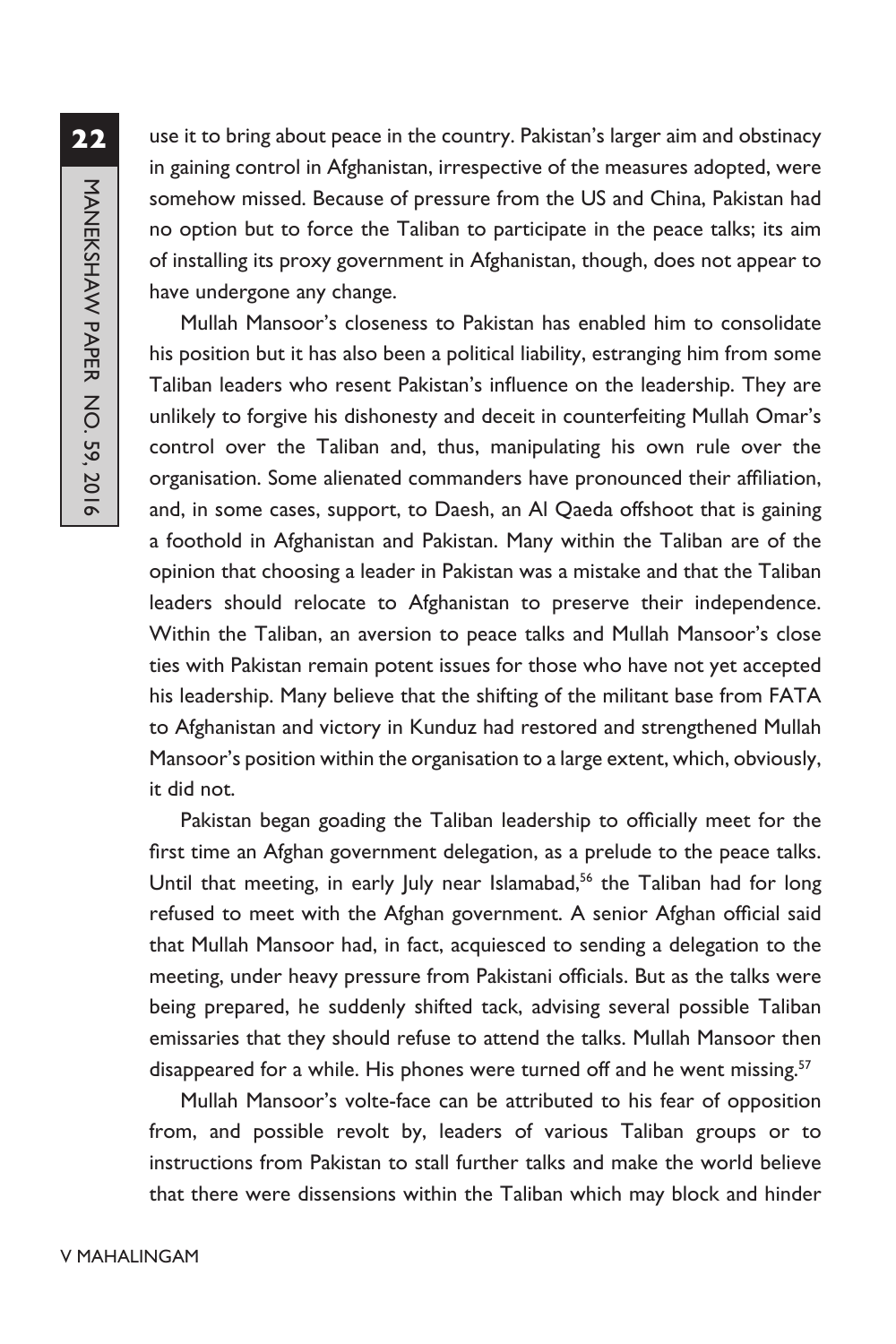use it to bring about peace in the country. Pakistan's larger aim and obstinacy in gaining control in Afghanistan, irrespective of the measures adopted, were somehow missed. Because of pressure from the US and China, Pakistan had no option but to force the Taliban to participate in the peace talks; its aim of installing its proxy government in Afghanistan, though, does not appear to have undergone any change.

Mullah Mansoor's closeness to Pakistan has enabled him to consolidate his position but it has also been a political liability, estranging him from some Taliban leaders who resent Pakistan's influence on the leadership. They are unlikely to forgive his dishonesty and deceit in counterfeiting Mullah Omar's control over the Taliban and, thus, manipulating his own rule over the organisation. Some alienated commanders have pronounced their affiliation, and, in some cases, support, to Daesh, an Al Qaeda offshoot that is gaining a foothold in Afghanistan and Pakistan. Many within the Taliban are of the opinion that choosing a leader in Pakistan was a mistake and that the Taliban leaders should relocate to Afghanistan to preserve their independence. Within the Taliban, an aversion to peace talks and Mullah Mansoor's close ties with Pakistan remain potent issues for those who have not yet accepted his leadership. Many believe that the shifting of the militant base from FATA to Afghanistan and victory in Kunduz had restored and strengthened Mullah Mansoor's position within the organisation to a large extent, which, obviously, it did not.

Pakistan began goading the Taliban leadership to officially meet for the first time an Afghan government delegation, as a prelude to the peace talks. Until that meeting, in early July near Islamabad,[56] the Taliban had for long refused to meet with the Afghan government. A senior Afghan official said that Mullah Mansoor had, in fact, acquiesced to sending a delegation to the meeting, under heavy pressure from Pakistani officials. But as the talks were being prepared, he suddenly shifted tack, advising several possible Taliban emissaries that they should refuse to attend the talks. Mullah Mansoor then disappeared for a while. His phones were turned off and he went missing.[57]

Mullah Mansoor's volte-face can be attributed to his fear of opposition from, and possible revolt by, leaders of various Taliban groups or to instructions from Pakistan to stall further talks and make the world believe that there were dissensions within the Taliban which may block and hinder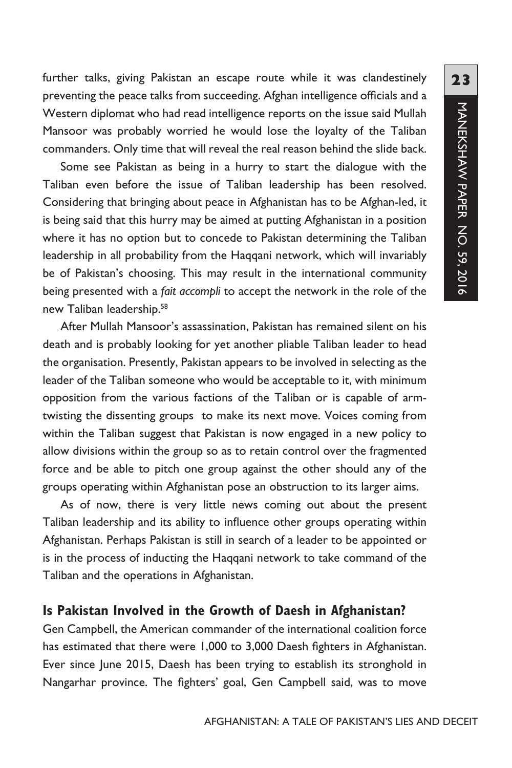further talks, giving Pakistan an escape route while it was clandestinely preventing the peace talks from succeeding. Afghan intelligence officials and a Western diplomat who had read intelligence reports on the issue said Mullah Mansoor was probably worried he would lose the loyalty of the Taliban commanders. Only time that will reveal the real reason behind the slide back.

Some see Pakistan as being in a hurry to start the dialogue with the Taliban even before the issue of Taliban leadership has been resolved. Considering that bringing about peace in Afghanistan has to be Afghan-led, it is being said that this hurry may be aimed at putting Afghanistan in a position where it has no option but to concede to Pakistan determining the Taliban leadership in all probability from the Haqqani network, which will invariably be of Pakistan's choosing. This may result in the international community being presented with a *fait accompli* to accept the network in the role of the new Taliban leadership.[58]

After Mullah Mansoor's assassination, Pakistan has remained silent on his death and is probably looking for yet another pliable Taliban leader to head the organisation. Presently, Pakistan appears to be involved in selecting as the leader of the Taliban someone who would be acceptable to it, with minimum opposition from the various factions of the Taliban or is capable of arm-twisting the dissenting groups to make its next move. Voices coming from within the Taliban suggest that Pakistan is now engaged in a new policy to allow divisions within the group so as to retain control over the fragmented force and be able to pitch one group against the other should any of the groups operating within Afghanistan pose an obstruction to its larger aims.

As of now, there is very little news coming out about the present Taliban leadership and its ability to influence other groups operating within Afghanistan. Perhaps Pakistan is still in search of a leader to be appointed or is in the process of inducting the Haqqani network to take command of the Taliban and the operations in Afghanistan.

## Is Pakistan Involved in the Growth of Daesh in Afghanistan?

Gen Campbell, the American commander of the international coalition force has estimated that there were 1,000 to 3,000 Daesh fighters in Afghanistan. Ever since June 2015, Daesh has been trying to establish its stronghold in Nangarhar province. The fighters' goal, Gen Campbell said, was to move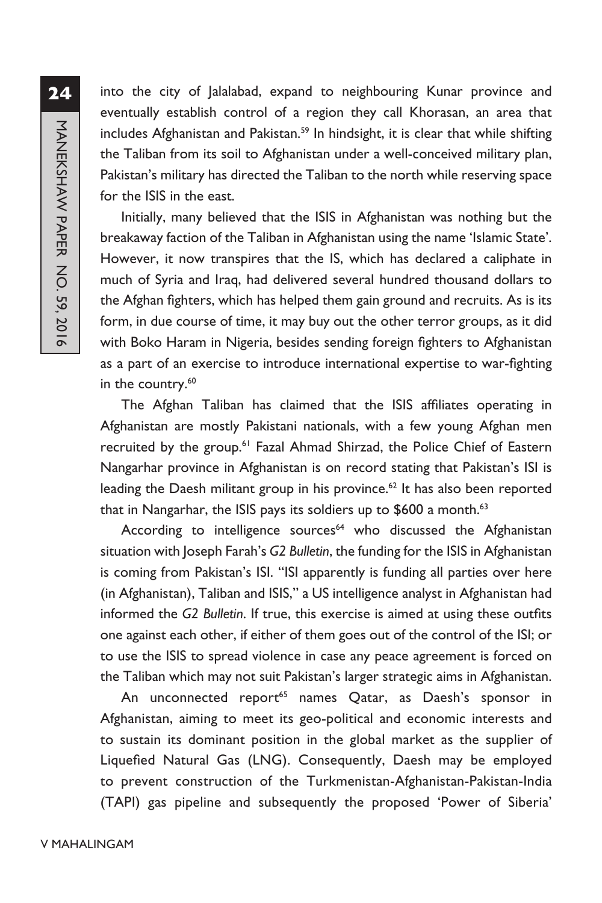into the city of Jalalabad, expand to neighbouring Kunar province and eventually establish control of a region they call Khorasan, an area that includes Afghanistan and Pakistan.[59] In hindsight, it is clear that while shifting the Taliban from its soil to Afghanistan under a well-conceived military plan, Pakistan's military has directed the Taliban to the north while reserving space for the ISIS in the east.

Initially, many believed that the ISIS in Afghanistan was nothing but the breakaway faction of the Taliban in Afghanistan using the name 'Islamic State'. However, it now transpires that the IS, which has declared a caliphate in much of Syria and Iraq, had delivered several hundred thousand dollars to the Afghan fighters, which has helped them gain ground and recruits. As is its form, in due course of time, it may buy out the other terror groups, as it did with Boko Haram in Nigeria, besides sending foreign fighters to Afghanistan as a part of an exercise to introduce international expertise to war-fighting in the country.[60]

The Afghan Taliban has claimed that the ISIS affiliates operating in Afghanistan are mostly Pakistani nationals, with a few young Afghan men recruited by the group.[61] Fazal Ahmad Shirzad, the Police Chief of Eastern Nangarhar province in Afghanistan is on record stating that Pakistan's ISI is leading the Daesh militant group in his province.[62] It has also been reported that in Nangarhar, the ISIS pays its soldiers up to $600 a month.[63]

According to intelligence sources[64] who discussed the Afghanistan situation with Joseph Farah's *G2 Bulletin*, the funding for the ISIS in Afghanistan is coming from Pakistan's ISI. "ISI apparently is funding all parties over here (in Afghanistan), Taliban and ISIS," a US intelligence analyst in Afghanistan had informed the *G2 Bulletin*. If true, this exercise is aimed at using these outfits one against each other, if either of them goes out of the control of the ISI; or to use the ISIS to spread violence in case any peace agreement is forced on the Taliban which may not suit Pakistan's larger strategic aims in Afghanistan.

An unconnected report[65] names Qatar, as Daesh's sponsor in Afghanistan, aiming to meet its geo-political and economic interests and to sustain its dominant position in the global market as the supplier of Liquefied Natural Gas (LNG). Consequently, Daesh may be employed to prevent construction of the Turkmenistan-Afghanistan-Pakistan-India (TAPI) gas pipeline and subsequently the proposed 'Power of Siberia'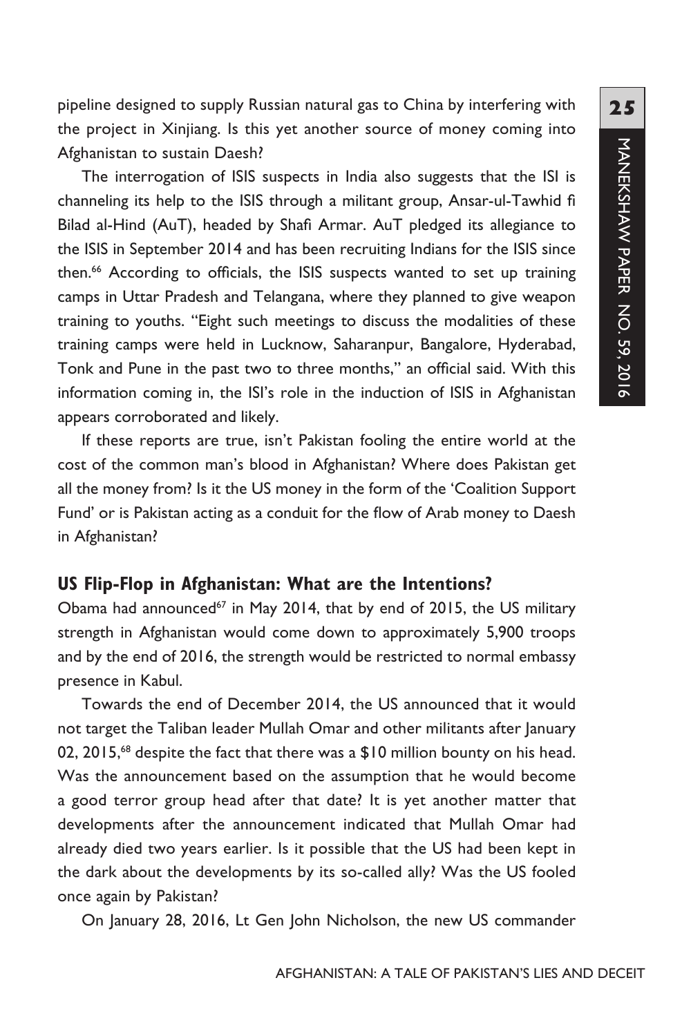pipeline designed to supply Russian natural gas to China by interfering with the project in Xinjiang. Is this yet another source of money coming into Afghanistan to sustain Daesh?

The interrogation of ISIS suspects in India also suggests that the ISI is channeling its help to the ISIS through a militant group, Ansar-ul-Tawhid fi Bilad al-Hind (AuT), headed by Shafi Armar. AuT pledged its allegiance to the ISIS in September 2014 and has been recruiting Indians for the ISIS since then.[66] According to officials, the ISIS suspects wanted to set up training camps in Uttar Pradesh and Telangana, where they planned to give weapon training to youths. "Eight such meetings to discuss the modalities of these training camps were held in Lucknow, Saharanpur, Bangalore, Hyderabad, Tonk and Pune in the past two to three months," an official said. With this information coming in, the ISI's role in the induction of ISIS in Afghanistan appears corroborated and likely.

If these reports are true, isn't Pakistan fooling the entire world at the cost of the common man's blood in Afghanistan? Where does Pakistan get all the money from? Is it the US money in the form of the 'Coalition Support Fund' or is Pakistan acting as a conduit for the flow of Arab money to Daesh in Afghanistan?

### US Flip-Flop in Afghanistan: What are the Intentions?

Obama had announced[67] in May 2014, that by end of 2015, the US military strength in Afghanistan would come down to approximately 5,900 troops and by the end of 2016, the strength would be restricted to normal embassy presence in Kabul.

Towards the end of December 2014, the US announced that it would not target the Taliban leader Mullah Omar and other militants after January 02, 2015,[68] despite the fact that there was a $10 million bounty on his head. Was the announcement based on the assumption that he would become a good terror group head after that date? It is yet another matter that developments after the announcement indicated that Mullah Omar had already died two years earlier. Is it possible that the US had been kept in the dark about the developments by its so-called ally? Was the US fooled once again by Pakistan?

On January 28, 2016, Lt Gen John Nicholson, the new US commander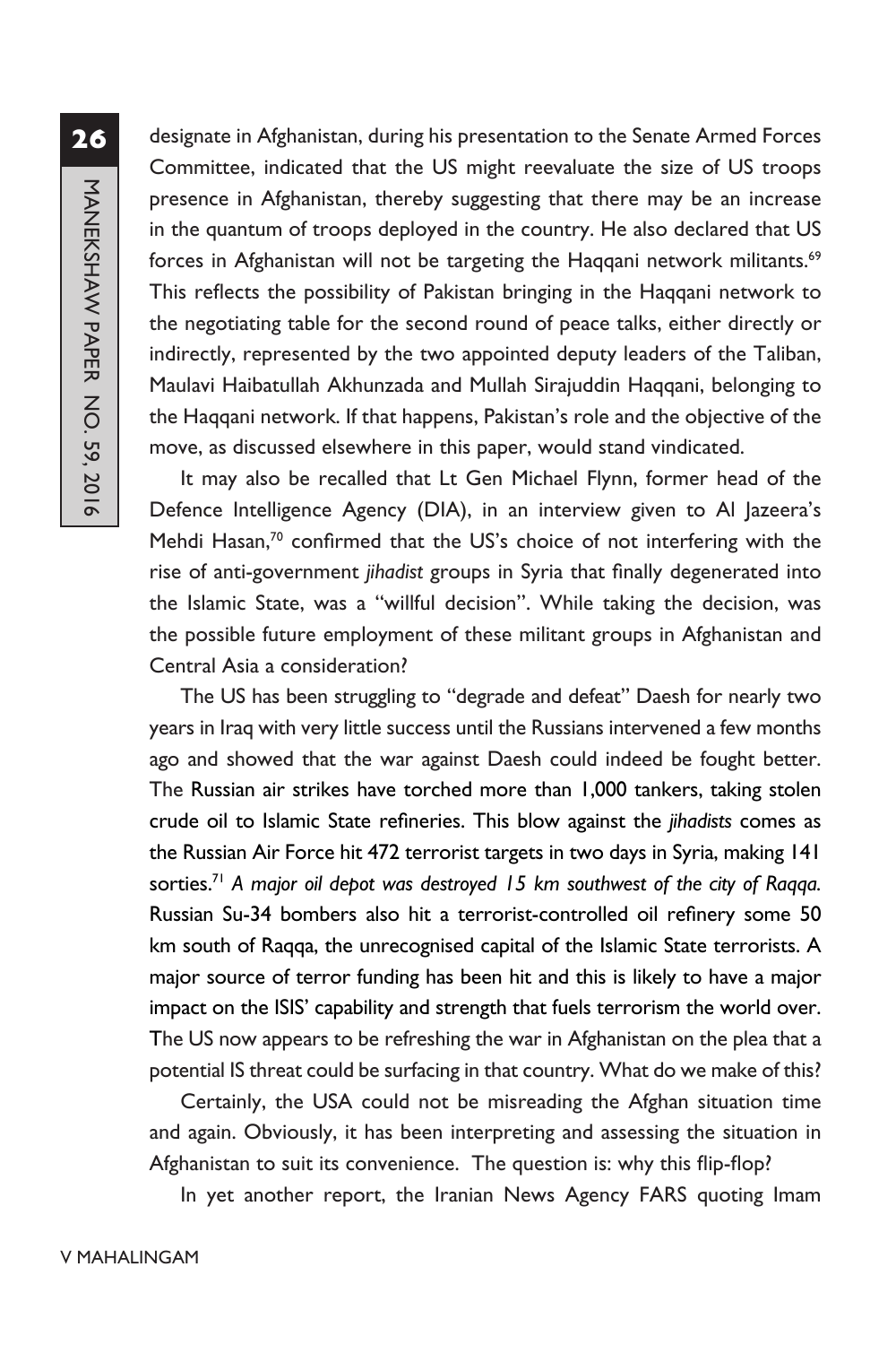designate in Afghanistan, during his presentation to the Senate Armed Forces Committee, indicated that the US might reevaluate the size of US troops presence in Afghanistan, thereby suggesting that there may be an increase in the quantum of troops deployed in the country. He also declared that US forces in Afghanistan will not be targeting the Haqqani network militants.[69] This reflects the possibility of Pakistan bringing in the Haqqani network to the negotiating table for the second round of peace talks, either directly or indirectly, represented by the two appointed deputy leaders of the Taliban, Maulavi Haibatullah Akhunzada and Mullah Sirajuddin Haqqani, belonging to the Haqqani network. If that happens, Pakistan's role and the objective of the move, as discussed elsewhere in this paper, would stand vindicated.

It may also be recalled that Lt Gen Michael Flynn, former head of the Defence Intelligence Agency (DIA), in an interview given to Al Jazeera's Mehdi Hasan,[70] confirmed that the US's choice of not interfering with the rise of anti-government *jihadist* groups in Syria that finally degenerated into the Islamic State, was a "willful decision". While taking the decision, was the possible future employment of these militant groups in Afghanistan and Central Asia a consideration?

The US has been struggling to "degrade and defeat" Daesh for nearly two years in Iraq with very little success until the Russians intervened a few months ago and showed that the war against Daesh could indeed be fought better. The Russian air strikes have torched more than 1,000 tankers, taking stolen crude oil to Islamic State refineries. This blow against the *jihadists* comes as the Russian Air Force hit 472 terrorist targets in two days in Syria, making 141 sorties.[71] *A major oil depot was destroyed 15 km southwest of the city of Raqqa.* Russian Su-34 bombers also hit a terrorist-controlled oil refinery some 50 km south of Raqqa, the unrecognised capital of the Islamic State terrorists. A major source of terror funding has been hit and this is likely to have a major impact on the ISIS' capability and strength that fuels terrorism the world over. The US now appears to be refreshing the war in Afghanistan on the plea that a potential IS threat could be surfacing in that country. What do we make of this?

Certainly, the USA could not be misreading the Afghan situation time and again. Obviously, it has been interpreting and assessing the situation in Afghanistan to suit its convenience. The question is: why this flip-flop?

In yet another report, the Iranian News Agency FARS quoting Imam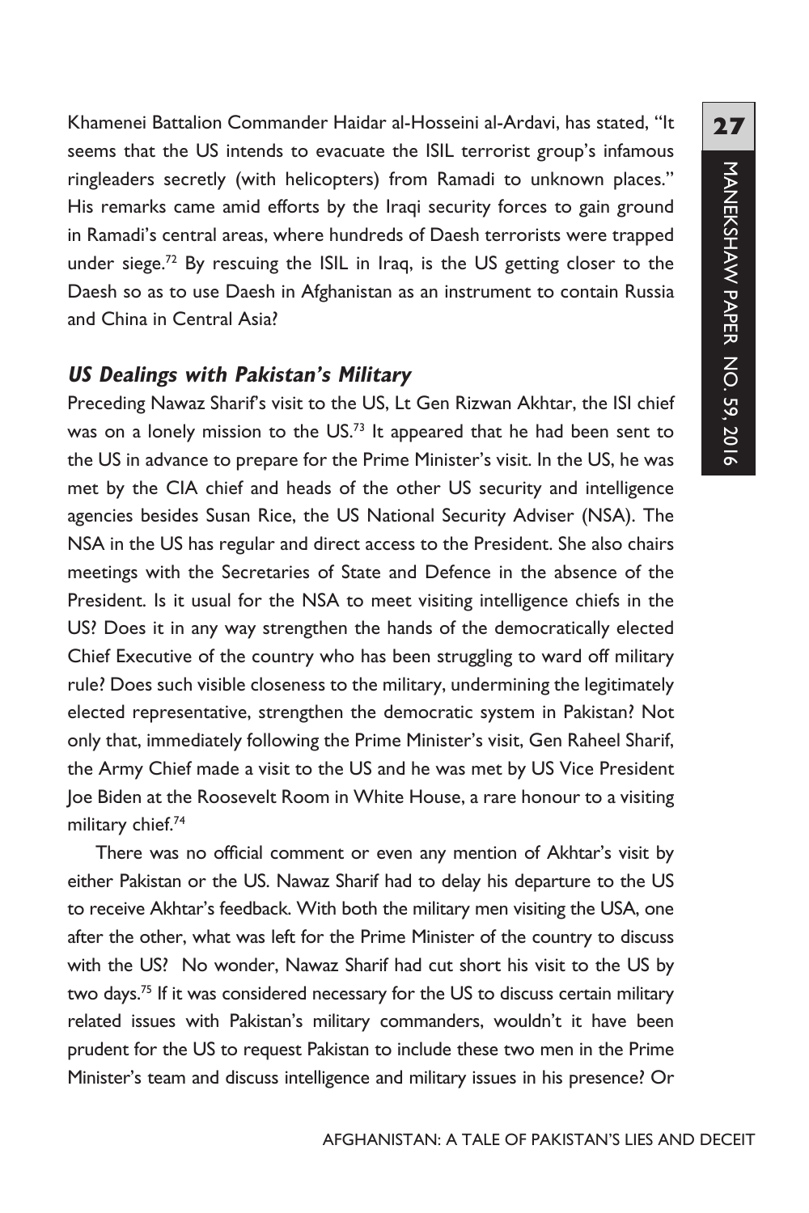Khamenei Battalion Commander Haidar al-Hosseini al-Ardavi, has stated, "It seems that the US intends to evacuate the ISIL terrorist group's infamous ringleaders secretly (with helicopters) from Ramadi to unknown places." His remarks came amid efforts by the Iraqi security forces to gain ground in Ramadi's central areas, where hundreds of Daesh terrorists were trapped under siege.[72] By rescuing the ISIL in Iraq, is the US getting closer to the Daesh so as to use Daesh in Afghanistan as an instrument to contain Russia and China in Central Asia?

### *US Dealings with Pakistan's Military*

Preceding Nawaz Sharif's visit to the US, Lt Gen Rizwan Akhtar, the ISI chief was on a lonely mission to the US.[73] It appeared that he had been sent to the US in advance to prepare for the Prime Minister's visit. In the US, he was met by the CIA chief and heads of the other US security and intelligence agencies besides Susan Rice, the US National Security Adviser (NSA). The NSA in the US has regular and direct access to the President. She also chairs meetings with the Secretaries of State and Defence in the absence of the President. Is it usual for the NSA to meet visiting intelligence chiefs in the US? Does it in any way strengthen the hands of the democratically elected Chief Executive of the country who has been struggling to ward off military rule? Does such visible closeness to the military, undermining the legitimately elected representative, strengthen the democratic system in Pakistan? Not only that, immediately following the Prime Minister's visit, Gen Raheel Sharif, the Army Chief made a visit to the US and he was met by US Vice President Joe Biden at the Roosevelt Room in White House, a rare honour to a visiting military chief.[74]

There was no official comment or even any mention of Akhtar's visit by either Pakistan or the US. Nawaz Sharif had to delay his departure to the US to receive Akhtar's feedback. With both the military men visiting the USA, one after the other, what was left for the Prime Minister of the country to discuss with the US? No wonder, Nawaz Sharif had cut short his visit to the US by two days.[75] If it was considered necessary for the US to discuss certain military related issues with Pakistan's military commanders, wouldn't it have been prudent for the US to request Pakistan to include these two men in the Prime Minister's team and discuss intelligence and military issues in his presence? Or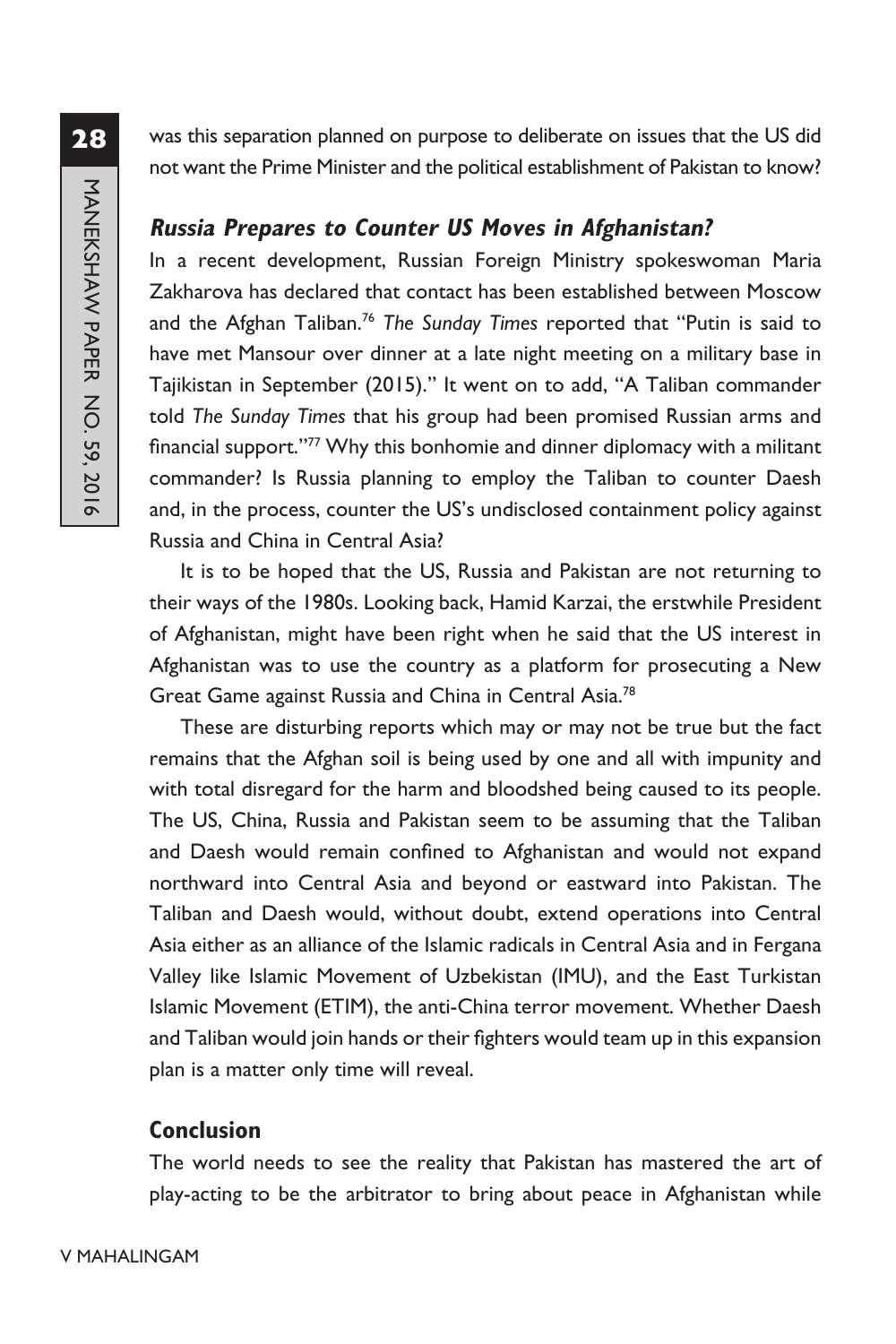was this separation planned on purpose to deliberate on issues that the US did not want the Prime Minister and the political establishment of Pakistan to know?

### *Russia Prepares to Counter US Moves in Afghanistan?*

In a recent development, Russian Foreign Ministry spokeswoman Maria Zakharova has declared that contact has been established between Moscow and the Afghan Taliban.[76] *The Sunday Times* reported that "Putin is said to have met Mansour over dinner at a late night meeting on a military base in Tajikistan in September (2015)." It went on to add, "A Taliban commander told *The Sunday Times* that his group had been promised Russian arms and financial support."[77] Why this bonhomie and dinner diplomacy with a militant commander? Is Russia planning to employ the Taliban to counter Daesh and, in the process, counter the US's undisclosed containment policy against Russia and China in Central Asia?

It is to be hoped that the US, Russia and Pakistan are not returning to their ways of the 1980s. Looking back, Hamid Karzai, the erstwhile President of Afghanistan, might have been right when he said that the US interest in Afghanistan was to use the country as a platform for prosecuting a New Great Game against Russia and China in Central Asia.[78]

These are disturbing reports which may or may not be true but the fact remains that the Afghan soil is being used by one and all with impunity and with total disregard for the harm and bloodshed being caused to its people. The US, China, Russia and Pakistan seem to be assuming that the Taliban and Daesh would remain confined to Afghanistan and would not expand northward into Central Asia and beyond or eastward into Pakistan. The Taliban and Daesh would, without doubt, extend operations into Central Asia either as an alliance of the Islamic radicals in Central Asia and in Fergana Valley like Islamic Movement of Uzbekistan (IMU), and the East Turkistan Islamic Movement (ETIM), the anti-China terror movement. Whether Daesh and Taliban would join hands or their fighters would team up in this expansion plan is a matter only time will reveal.

## Conclusion

The world needs to see the reality that Pakistan has mastered the art of play-acting to be the arbitrator to bring about peace in Afghanistan while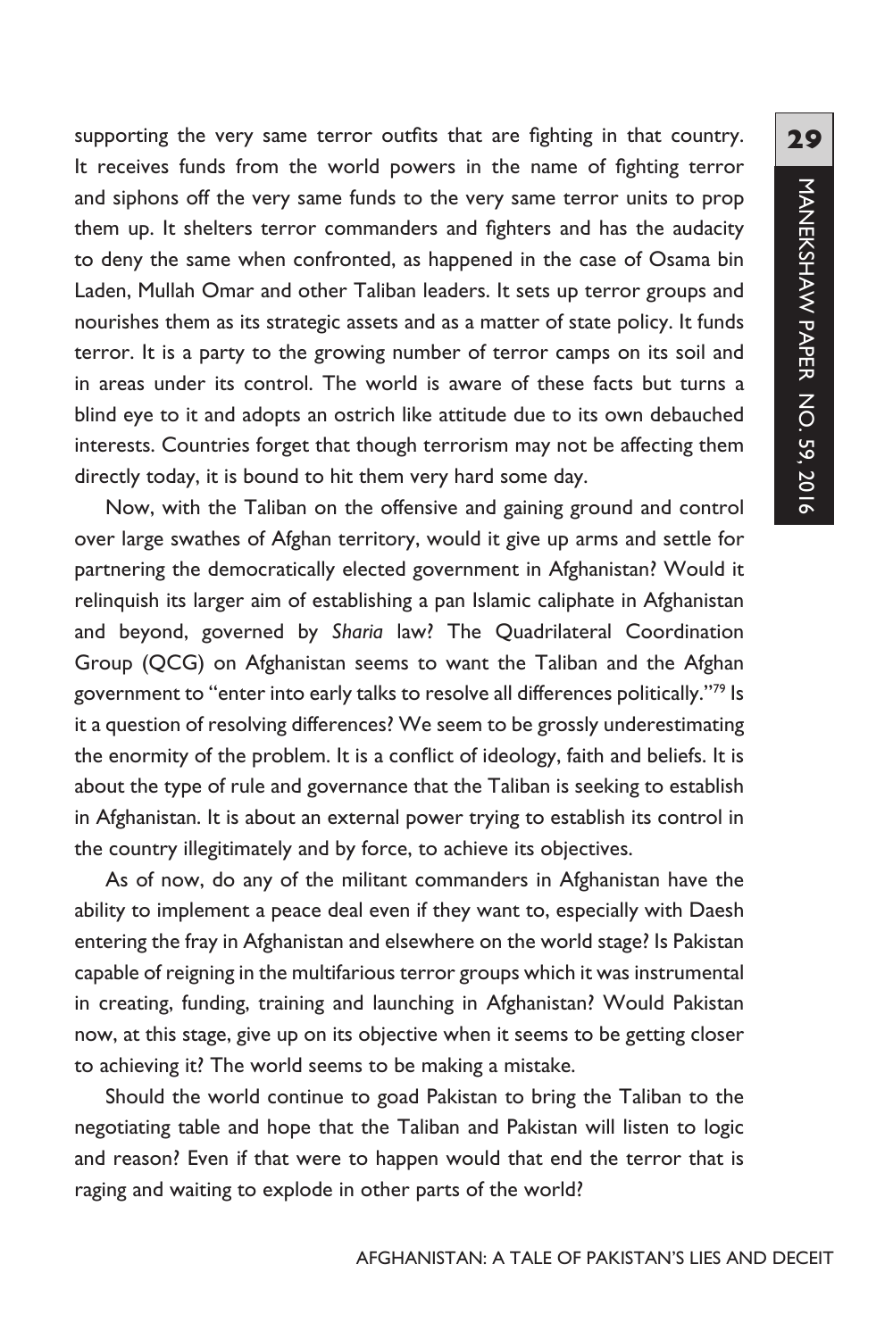supporting the very same terror outfits that are fighting in that country. It receives funds from the world powers in the name of fighting terror and siphons off the very same funds to the very same terror units to prop them up. It shelters terror commanders and fighters and has the audacity to deny the same when confronted, as happened in the case of Osama bin Laden, Mullah Omar and other Taliban leaders. It sets up terror groups and nourishes them as its strategic assets and as a matter of state policy. It funds terror. It is a party to the growing number of terror camps on its soil and in areas under its control. The world is aware of these facts but turns a blind eye to it and adopts an ostrich like attitude due to its own debauched interests. Countries forget that though terrorism may not be affecting them directly today, it is bound to hit them very hard some day.

Now, with the Taliban on the offensive and gaining ground and control over large swathes of Afghan territory, would it give up arms and settle for partnering the democratically elected government in Afghanistan? Would it relinquish its larger aim of establishing a pan Islamic caliphate in Afghanistan and beyond, governed by *Sharia* law? The Quadrilateral Coordination Group (QCG) on Afghanistan seems to want the Taliban and the Afghan government to "enter into early talks to resolve all differences politically."[79] Is it a question of resolving differences? We seem to be grossly underestimating the enormity of the problem. It is a conflict of ideology, faith and beliefs. It is about the type of rule and governance that the Taliban is seeking to establish in Afghanistan. It is about an external power trying to establish its control in the country illegitimately and by force, to achieve its objectives.

As of now, do any of the militant commanders in Afghanistan have the ability to implement a peace deal even if they want to, especially with Daesh entering the fray in Afghanistan and elsewhere on the world stage? Is Pakistan capable of reigning in the multifarious terror groups which it was instrumental in creating, funding, training and launching in Afghanistan? Would Pakistan now, at this stage, give up on its objective when it seems to be getting closer to achieving it? The world seems to be making a mistake.

Should the world continue to goad Pakistan to bring the Taliban to the negotiating table and hope that the Taliban and Pakistan will listen to logic and reason? Even if that were to happen would that end the terror that is raging and waiting to explode in other parts of the world?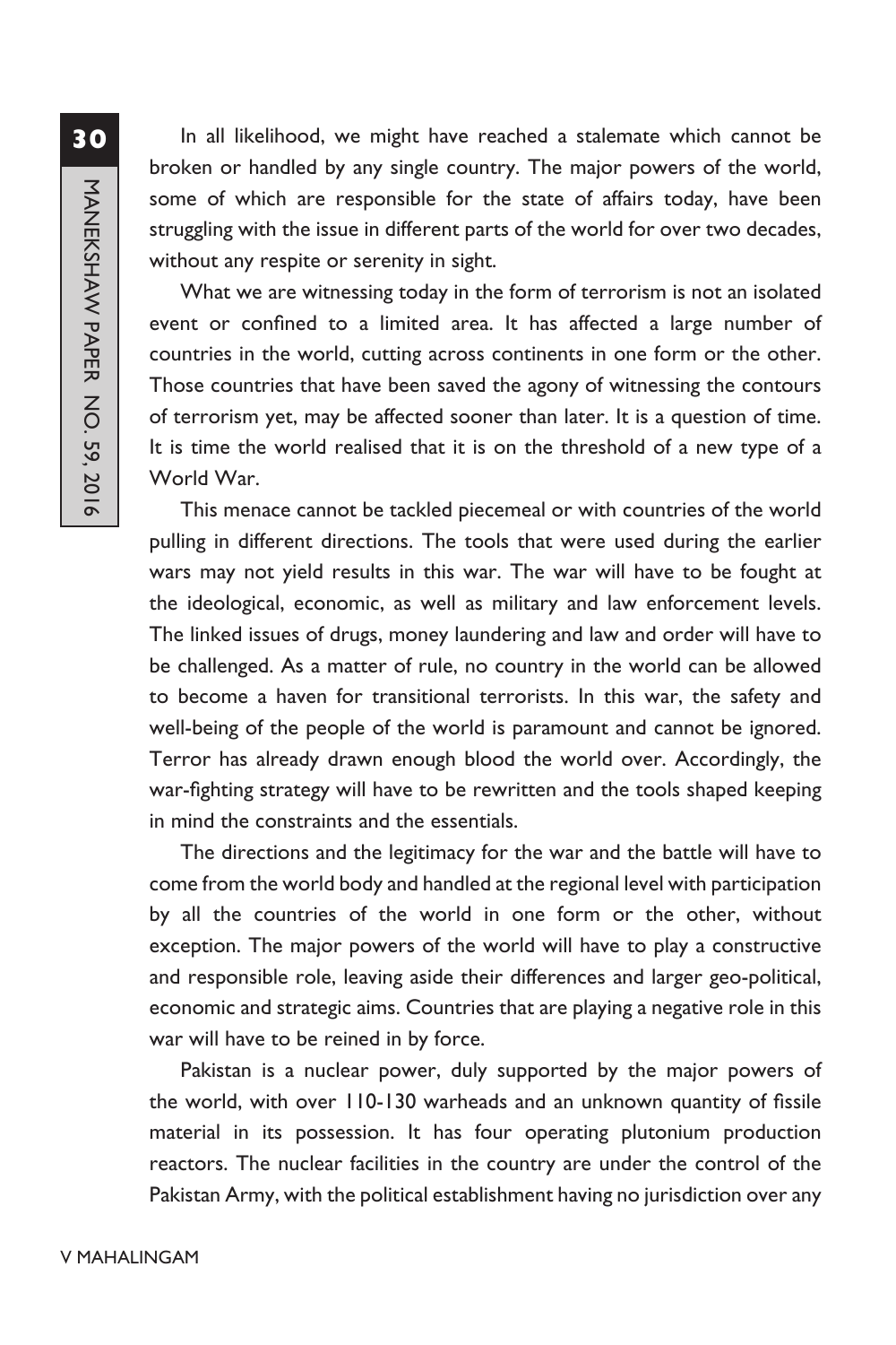In all likelihood, we might have reached a stalemate which cannot be broken or handled by any single country. The major powers of the world, some of which are responsible for the state of affairs today, have been struggling with the issue in different parts of the world for over two decades, without any respite or serenity in sight.

What we are witnessing today in the form of terrorism is not an isolated event or confined to a limited area. It has affected a large number of countries in the world, cutting across continents in one form or the other. Those countries that have been saved the agony of witnessing the contours of terrorism yet, may be affected sooner than later. It is a question of time. It is time the world realised that it is on the threshold of a new type of a World War.

This menace cannot be tackled piecemeal or with countries of the world pulling in different directions. The tools that were used during the earlier wars may not yield results in this war. The war will have to be fought at the ideological, economic, as well as military and law enforcement levels. The linked issues of drugs, money laundering and law and order will have to be challenged. As a matter of rule, no country in the world can be allowed to become a haven for transitional terrorists. In this war, the safety and well-being of the people of the world is paramount and cannot be ignored. Terror has already drawn enough blood the world over. Accordingly, the war-fighting strategy will have to be rewritten and the tools shaped keeping in mind the constraints and the essentials.

The directions and the legitimacy for the war and the battle will have to come from the world body and handled at the regional level with participation by all the countries of the world in one form or the other, without exception. The major powers of the world will have to play a constructive and responsible role, leaving aside their differences and larger geo-political, economic and strategic aims. Countries that are playing a negative role in this war will have to be reined in by force.

Pakistan is a nuclear power, duly supported by the major powers of the world, with over 110-130 warheads and an unknown quantity of fissile material in its possession. It has four operating plutonium production reactors. The nuclear facilities in the country are under the control of the Pakistan Army, with the political establishment having no jurisdiction over any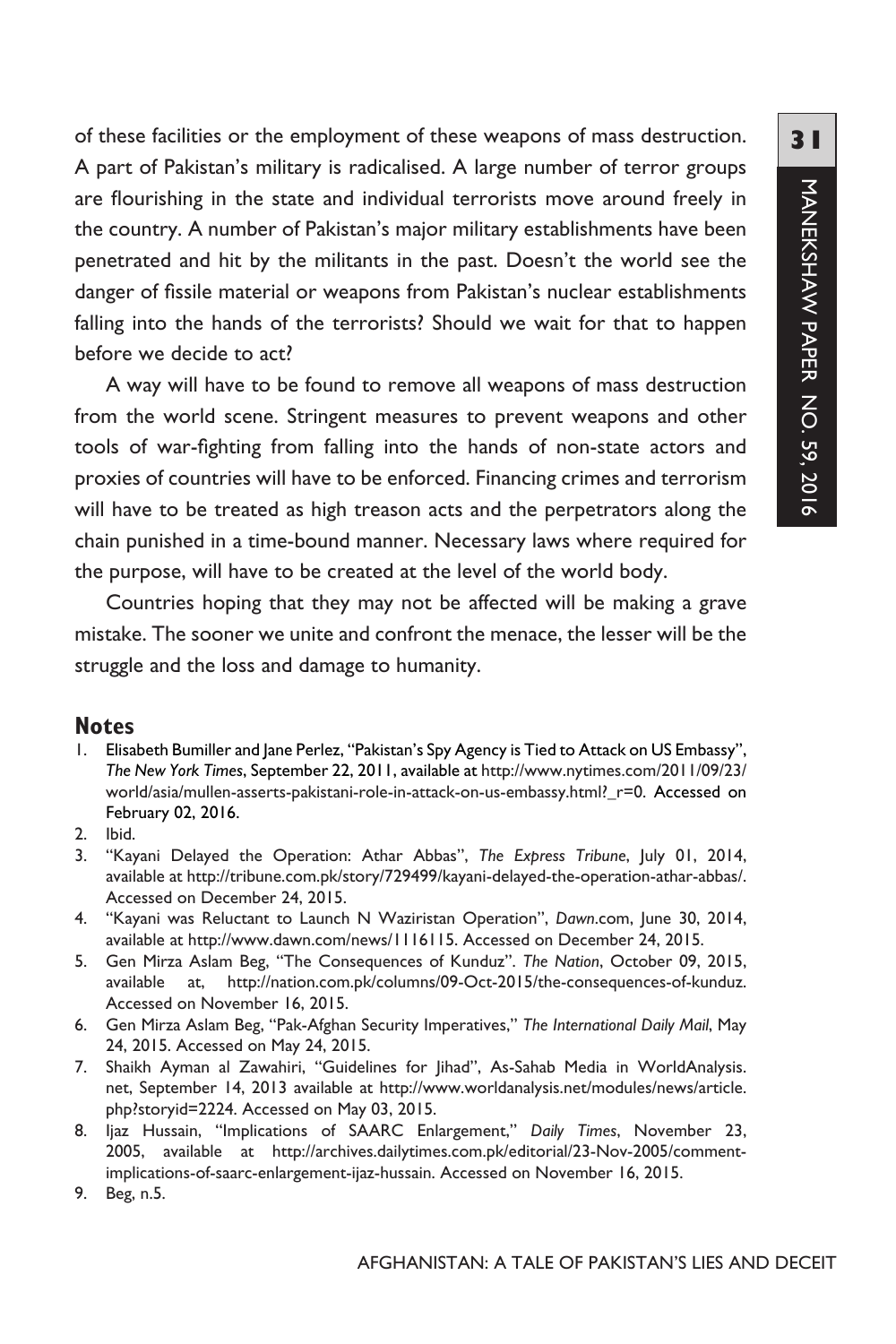of these facilities or the employment of these weapons of mass destruction. A part of Pakistan's military is radicalised. A large number of terror groups are flourishing in the state and individual terrorists move around freely in the country. A number of Pakistan's major military establishments have been penetrated and hit by the militants in the past. Doesn't the world see the danger of fissile material or weapons from Pakistan's nuclear establishments falling into the hands of the terrorists? Should we wait for that to happen before we decide to act?

A way will have to be found to remove all weapons of mass destruction from the world scene. Stringent measures to prevent weapons and other tools of war-fighting from falling into the hands of non-state actors and proxies of countries will have to be enforced. Financing crimes and terrorism will have to be treated as high treason acts and the perpetrators along the chain punished in a time-bound manner. Necessary laws where required for the purpose, will have to be created at the level of the world body.

Countries hoping that they may not be affected will be making a grave mistake. The sooner we unite and confront the menace, the lesser will be the struggle and the loss and damage to humanity.

## Notes

1. Elisabeth Bumiller and Jane Perlez, "Pakistan's Spy Agency is Tied to Attack on US Embassy", *The New York Times*, September 22, 2011, available at http://www.nytimes.com/2011/09/23/world/asia/mullen-asserts-pakistani-role-in-attack-on-us-embassy.html?_r=0. Accessed on February 02, 2016.
2. Ibid.
3. "Kayani Delayed the Operation: Athar Abbas", *The Express Tribune*, July 01, 2014, available at http://tribune.com.pk/story/729499/kayani-delayed-the-operation-athar-abbas/. Accessed on December 24, 2015.
4. "Kayani was Reluctant to Launch N Waziristan Operation", *Dawn*.com, June 30, 2014, available at http://www.dawn.com/news/1116115. Accessed on December 24, 2015.
5. Gen Mirza Aslam Beg, "The Consequences of Kunduz". *The Nation*, October 09, 2015, available at, http://nation.com.pk/columns/09-Oct-2015/the-consequences-of-kunduz. Accessed on November 16, 2015.
6. Gen Mirza Aslam Beg, "Pak-Afghan Security Imperatives," *The International Daily Mail*, May 24, 2015. Accessed on May 24, 2015.
7. Shaikh Ayman al Zawahiri, "Guidelines for Jihad", As-Sahab Media in WorldAnalysis.net, September 14, 2013 available at http://www.worldanalysis.net/modules/news/article.php?storyid=2224. Accessed on May 03, 2015.
8. Ijaz Hussain, "Implications of SAARC Enlargement," *Daily Times*, November 23, 2005, available at http://archives.dailytimes.com.pk/editorial/23-Nov-2005/comment-implications-of-saarc-enlargement-ijaz-hussain. Accessed on November 16, 2015.
9. Beg, n.5.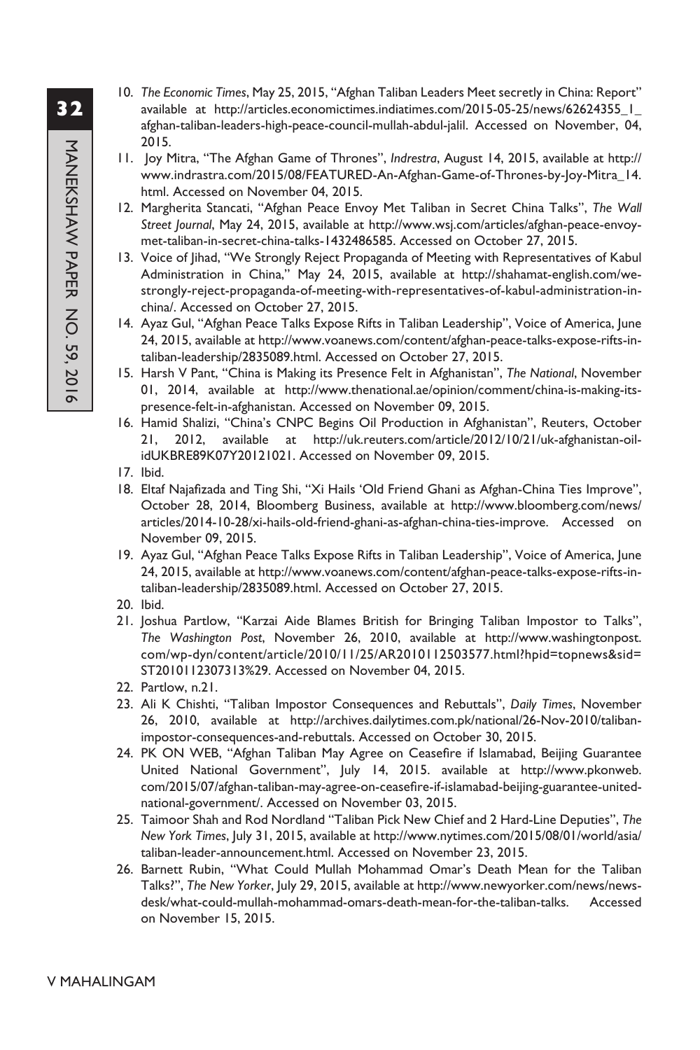10. *The Economic Times*, May 25, 2015, "Afghan Taliban Leaders Meet secretly in China: Report" available at http://articles.economictimes.indiatimes.com/2015-05-25/news/62624355_1_afghan-taliban-leaders-high-peace-council-mullah-abdul-jalil. Accessed on November, 04, 2015.
11. Joy Mitra, "The Afghan Game of Thrones", *Indrestra*, August 14, 2015, available at http://www.indrastra.com/2015/08/FEATURED-An-Afghan-Game-of-Thrones-by-Joy-Mitra_14.html. Accessed on November 04, 2015.
12. Margherita Stancati, "Afghan Peace Envoy Met Taliban in Secret China Talks", *The Wall Street Journal*, May 24, 2015, available at http://www.wsj.com/articles/afghan-peace-envoy-met-taliban-in-secret-china-talks-1432486585. Accessed on October 27, 2015.
13. Voice of Jihad, "We Strongly Reject Propaganda of Meeting with Representatives of Kabul Administration in China," May 24, 2015, available at http://shahamat-english.com/we-strongly-reject-propaganda-of-meeting-with-representatives-of-kabul-administration-in-china/. Accessed on October 27, 2015.
14. Ayaz Gul, "Afghan Peace Talks Expose Rifts in Taliban Leadership", Voice of America, June 24, 2015, available at http://www.voanews.com/content/afghan-peace-talks-expose-rifts-in-taliban-leadership/2835089.html. Accessed on October 27, 2015.
15. Harsh V Pant, "China is Making its Presence Felt in Afghanistan", *The National*, November 01, 2014, available at http://www.thenational.ae/opinion/comment/china-is-making-its-presence-felt-in-afghanistan. Accessed on November 09, 2015.
16. Hamid Shalizi, "China's CNPC Begins Oil Production in Afghanistan", Reuters, October 21, 2012, available at http://uk.reuters.com/article/2012/10/21/uk-afghanistan-oil-idUKBRE89K07Y20121021. Accessed on November 09, 2015.
17. Ibid.
18. Eltaf Najafizada and Ting Shi, "Xi Hails 'Old Friend Ghani as Afghan-China Ties Improve", October 28, 2014, Bloomberg Business, available at http://www.bloomberg.com/news/articles/2014-10-28/xi-hails-old-friend-ghani-as-afghan-china-ties-improve. Accessed on November 09, 2015.
19. Ayaz Gul, "Afghan Peace Talks Expose Rifts in Taliban Leadership", Voice of America, June 24, 2015, available at http://www.voanews.com/content/afghan-peace-talks-expose-rifts-in-taliban-leadership/2835089.html. Accessed on October 27, 2015.
20. Ibid.
21. Joshua Partlow, "Karzai Aide Blames British for Bringing Taliban Impostor to Talks", *The Washington Post*, November 26, 2010, available at http://www.washingtonpost.com/wp-dyn/content/article/2010/11/25/AR2010112503577.html?hpid=topnews&sid=ST2010112307313%29. Accessed on November 04, 2015.
22. Partlow, n.21.
23. Ali K Chishti, "Taliban Impostor Consequences and Rebuttals", *Daily Times*, November 26, 2010, available at http://archives.dailytimes.com.pk/national/26-Nov-2010/taliban-impostor-consequences-and-rebuttals. Accessed on October 30, 2015.
24. PK ON WEB, "Afghan Taliban May Agree on Ceasefire if Islamabad, Beijing Guarantee United National Government", July 14, 2015. available at http://www.pkonweb.com/2015/07/afghan-taliban-may-agree-on-ceasefire-if-islamabad-beijing-guarantee-united-national-government/. Accessed on November 03, 2015.
25. Taimoor Shah and Rod Nordland "Taliban Pick New Chief and 2 Hard-Line Deputies", *The New York Times*, July 31, 2015, available at http://www.nytimes.com/2015/08/01/world/asia/taliban-leader-announcement.html. Accessed on November 23, 2015.
26. Barnett Rubin, "What Could Mullah Mohammad Omar's Death Mean for the Taliban Talks?", *The New Yorker*, July 29, 2015, available at http://www.newyorker.com/news/news-desk/what-could-mullah-mohammad-omars-death-mean-for-the-taliban-talks. Accessed on November 15, 2015.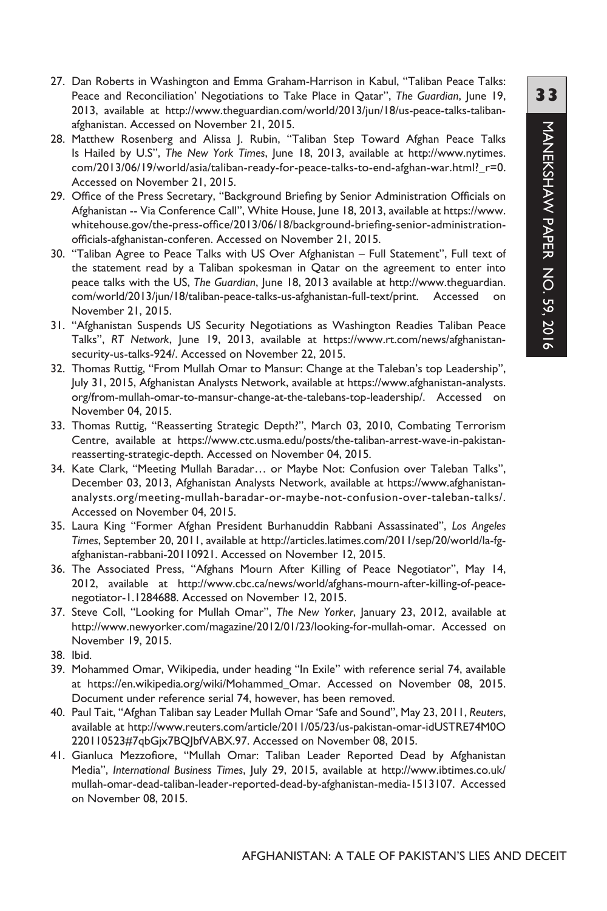27. Dan Roberts in Washington and Emma Graham-Harrison in Kabul, "Taliban Peace Talks: Peace and Reconciliation' Negotiations to Take Place in Qatar", *The Guardian*, June 19, 2013, available at http://www.theguardian.com/world/2013/jun/18/us-peace-talks-taliban-afghanistan. Accessed on November 21, 2015.
28. Matthew Rosenberg and Alissa J. Rubin, "Taliban Step Toward Afghan Peace Talks Is Hailed by U.S", *The New York Times*, June 18, 2013, available at http://www.nytimes.com/2013/06/19/world/asia/taliban-ready-for-peace-talks-to-end-afghan-war.html?_r=0. Accessed on November 21, 2015.
29. Office of the Press Secretary, "Background Briefing by Senior Administration Officials on Afghanistan -- Via Conference Call", White House, June 18, 2013, available at https://www.whitehouse.gov/the-press-office/2013/06/18/background-briefing-senior-administration-officials-afghanistan-conferen. Accessed on November 21, 2015.
30. "Taliban Agree to Peace Talks with US Over Afghanistan – Full Statement", Full text of the statement read by a Taliban spokesman in Qatar on the agreement to enter into peace talks with the US, *The Guardian*, June 18, 2013 available at http://www.theguardian.com/world/2013/jun/18/taliban-peace-talks-us-afghanistan-full-text/print. Accessed on November 21, 2015.
31. "Afghanistan Suspends US Security Negotiations as Washington Readies Taliban Peace Talks", *RT Network*, June 19, 2013, available at https://www.rt.com/news/afghanistan-security-us-talks-924/. Accessed on November 22, 2015.
32. Thomas Ruttig, "From Mullah Omar to Mansur: Change at the Taleban's top Leadership", July 31, 2015, Afghanistan Analysts Network, available at https://www.afghanistan-analysts.org/from-mullah-omar-to-mansur-change-at-the-talebans-top-leadership/. Accessed on November 04, 2015.
33. Thomas Ruttig, "Reasserting Strategic Depth?", March 03, 2010, Combating Terrorism Centre, available at https://www.ctc.usma.edu/posts/the-taliban-arrest-wave-in-pakistan-reasserting-strategic-depth. Accessed on November 04, 2015.
34. Kate Clark, "Meeting Mullah Baradar… or Maybe Not: Confusion over Taleban Talks", December 03, 2013, Afghanistan Analysts Network, available at https://www.afghanistan-analysts.org/meeting-mullah-baradar-or-maybe-not-confusion-over-taleban-talks/. Accessed on November 04, 2015.
35. Laura King "Former Afghan President Burhanuddin Rabbani Assassinated", *Los Angeles Times*, September 20, 2011, available at http://articles.latimes.com/2011/sep/20/world/la-fg-afghanistan-rabbani-20110921. Accessed on November 12, 2015.
36. The Associated Press, "Afghans Mourn After Killing of Peace Negotiator", May 14, 2012, available at http://www.cbc.ca/news/world/afghans-mourn-after-killing-of-peace-negotiator-1.1284688. Accessed on November 12, 2015.
37. Steve Coll, "Looking for Mullah Omar", *The New Yorker*, January 23, 2012, available at http://www.newyorker.com/magazine/2012/01/23/looking-for-mullah-omar. Accessed on November 19, 2015.
38. Ibid.
39. Mohammed Omar, Wikipedia, under heading "In Exile" with reference serial 74, available at https://en.wikipedia.org/wiki/Mohammed_Omar. Accessed on November 08, 2015. Document under reference serial 74, however, has been removed.
40. Paul Tait, "Afghan Taliban say Leader Mullah Omar 'Safe and Sound", May 23, 2011, *Reuters*, available at http://www.reuters.com/article/2011/05/23/us-pakistan-omar-idUSTRE74M0O220110523#7qbGjx7BQJbfVABX.97. Accessed on November 08, 2015.
41. Gianluca Mezzofiore, "Mullah Omar: Taliban Leader Reported Dead by Afghanistan Media", *International Business Times*, July 29, 2015, available at http://www.ibtimes.co.uk/mullah-omar-dead-taliban-leader-reported-dead-by-afghanistan-media-1513107. Accessed on November 08, 2015.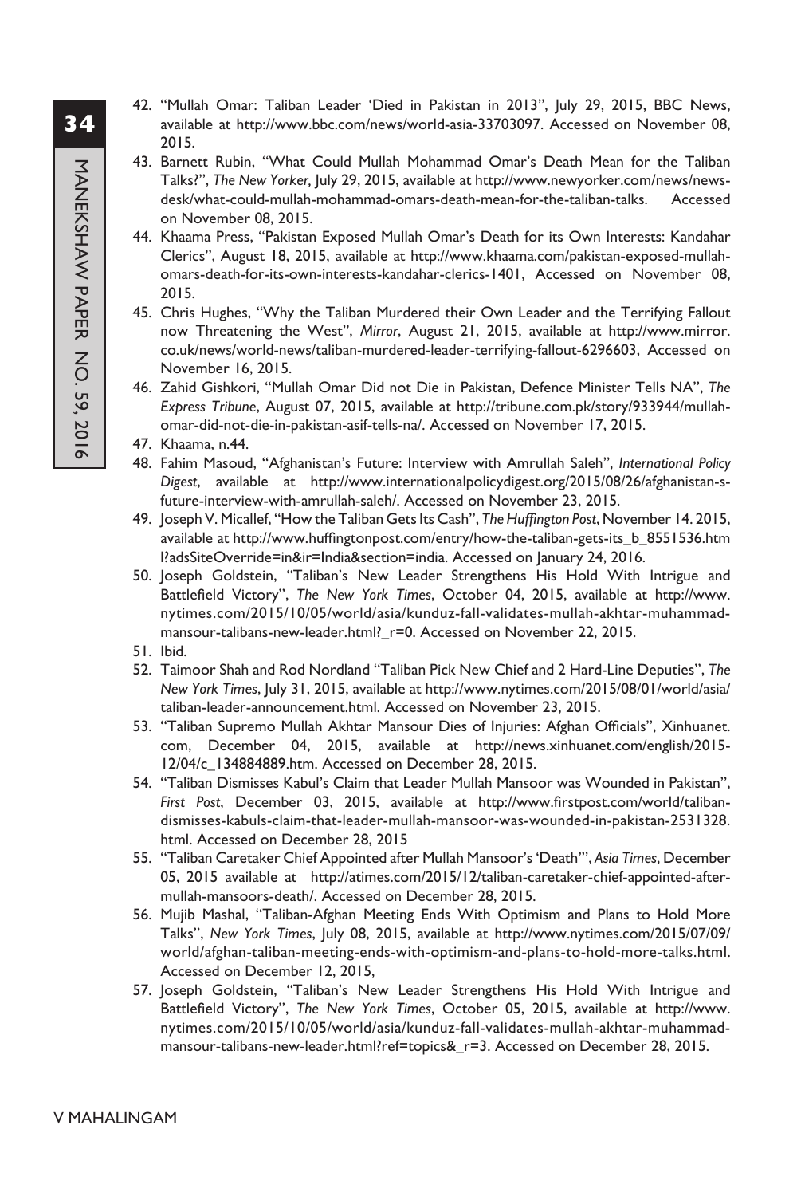42. "Mullah Omar: Taliban Leader 'Died in Pakistan in 2013'', July 29, 2015, BBC News, available at http://www.bbc.com/news/world-asia-33703097. Accessed on November 08, 2015.
43. Barnett Rubin, "What Could Mullah Mohammad Omar's Death Mean for the Taliban Talks?", *The New Yorker,* July 29, 2015, available at http://www.newyorker.com/news/news-desk/what-could-mullah-mohammad-omars-death-mean-for-the-taliban-talks. Accessed on November 08, 2015.
44. Khaama Press, "Pakistan Exposed Mullah Omar's Death for its Own Interests: Kandahar Clerics", August 18, 2015, available at http://www.khaama.com/pakistan-exposed-mullah-omars-death-for-its-own-interests-kandahar-clerics-1401, Accessed on November 08, 2015.
45. Chris Hughes, "Why the Taliban Murdered their Own Leader and the Terrifying Fallout now Threatening the West", *Mirror*, August 21, 2015, available at http://www.mirror.co.uk/news/world-news/taliban-murdered-leader-terrifying-fallout-6296603, Accessed on November 16, 2015.
46. Zahid Gishkori, "Mullah Omar Did not Die in Pakistan, Defence Minister Tells NA", *The Express Tribune*, August 07, 2015, available at http://tribune.com.pk/story/933944/mullah-omar-did-not-die-in-pakistan-asif-tells-na/. Accessed on November 17, 2015.
47. Khaama, n.44.
48. Fahim Masoud, "Afghanistan's Future: Interview with Amrullah Saleh", *International Policy Digest*, available at http://www.internationalpolicydigest.org/2015/08/26/afghanistan-s-future-interview-with-amrullah-saleh/. Accessed on November 23, 2015.
49. Joseph V. Micallef, "How the Taliban Gets Its Cash", *The Huffington Post*, November 14. 2015, available at http://www.huffingtonpost.com/entry/how-the-taliban-gets-its_b_8551536.html?adsSiteOverride=in&ir=India&section=india. Accessed on January 24, 2016.
50. Joseph Goldstein, "Taliban's New Leader Strengthens His Hold With Intrigue and Battlefield Victory", *The New York Times*, October 04, 2015, available at http://www.nytimes.com/2015/10/05/world/asia/kunduz-fall-validates-mullah-akhtar-muhammad-mansour-talibans-new-leader.html?_r=0. Accessed on November 22, 2015.
51. Ibid.
52. Taimoor Shah and Rod Nordland "Taliban Pick New Chief and 2 Hard-Line Deputies", *The New York Times*, July 31, 2015, available at http://www.nytimes.com/2015/08/01/world/asia/taliban-leader-announcement.html. Accessed on November 23, 2015.
53. "Taliban Supremo Mullah Akhtar Mansour Dies of Injuries: Afghan Officials", Xinhuanet.com, December 04, 2015, available at http://news.xinhuanet.com/english/2015-12/04/c_134884889.htm. Accessed on December 28, 2015.
54. "Taliban Dismisses Kabul's Claim that Leader Mullah Mansoor was Wounded in Pakistan", *First Post*, December 03, 2015, available at http://www.firstpost.com/world/taliban-dismisses-kabuls-claim-that-leader-mullah-mansoor-was-wounded-in-pakistan-2531328.html. Accessed on December 28, 2015
55. "Taliban Caretaker Chief Appointed after Mullah Mansoor's 'Death'", *Asia Times*, December 05, 2015 available at http://atimes.com/2015/12/taliban-caretaker-chief-appointed-after-mullah-mansoors-death/. Accessed on December 28, 2015.
56. Mujib Mashal, "Taliban-Afghan Meeting Ends With Optimism and Plans to Hold More Talks", *New York Times*, July 08, 2015, available at http://www.nytimes.com/2015/07/09/world/afghan-taliban-meeting-ends-with-optimism-and-plans-to-hold-more-talks.html. Accessed on December 12, 2015,
57. Joseph Goldstein, "Taliban's New Leader Strengthens His Hold With Intrigue and Battlefield Victory", *The New York Times*, October 05, 2015, available at http://www.nytimes.com/2015/10/05/world/asia/kunduz-fall-validates-mullah-akhtar-muhammad-mansour-talibans-new-leader.html?ref=topics&_r=3. Accessed on December 28, 2015.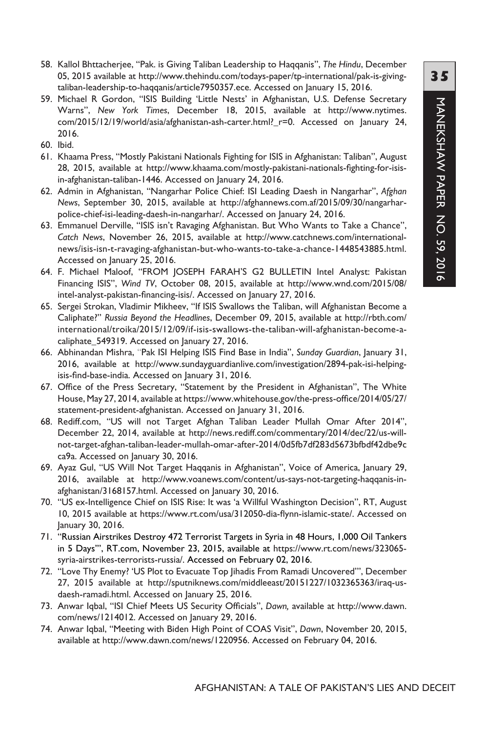58. Kallol Bhttacherjee, "Pak. is Giving Taliban Leadership to Haqqanis", *The Hindu*, December 05, 2015 available at http://www.thehindu.com/todays-paper/tp-international/pak-is-giving-taliban-leadership-to-haqqanis/article7950357.ece. Accessed on January 15, 2016.
59. Michael R Gordon, "ISIS Building 'Little Nests' in Afghanistan, U.S. Defense Secretary Warns", *New York Times*, December 18, 2015, available at http://www.nytimes.com/2015/12/19/world/asia/afghanistan-ash-carter.html?_r=0. Accessed on January 24, 2016.
60. Ibid.
61. Khaama Press, "Mostly Pakistani Nationals Fighting for ISIS in Afghanistan: Taliban", August 28, 2015, available at http://www.khaama.com/mostly-pakistani-nationals-fighting-for-isis-in-afghanistan-taliban-1446. Accessed on January 24, 2016.
62. Admin in Afghanistan, "Nangarhar Police Chief: ISI Leading Daesh in Nangarhar", *Afghan News*, September 30, 2015, available at http://afghannews.com.af/2015/09/30/nangarhar-police-chief-isi-leading-daesh-in-nangarhar/. Accessed on January 24, 2016.
63. Emmanuel Derville, "ISIS isn't Ravaging Afghanistan. But Who Wants to Take a Chance", *Catch News*, November 26, 2015, available at http://www.catchnews.com/international-news/isis-isn-t-ravaging-afghanistan-but-who-wants-to-take-a-chance-1448543885.html. Accessed on January 25, 2016.
64. F. Michael Maloof, "FROM JOSEPH FARAH'S G2 BULLETIN Intel Analyst: Pakistan Financing ISIS", *Wind TV*, October 08, 2015, available at http://www.wnd.com/2015/08/intel-analyst-pakistan-financing-isis/. Accessed on January 27, 2016.
65. Sergei Strokan, Vladimir Mikheev, "If ISIS Swallows the Taliban, will Afghanistan Become a Caliphate?" *Russia Beyond the Headlines*, December 09, 2015, available at http://rbth.com/international/troika/2015/12/09/if-isis-swallows-the-taliban-will-afghanistan-become-a-caliphate_549319. Accessed on January 27, 2016.
66. Abhinandan Mishra, "Pak ISI Helping ISIS Find Base in India", *Sunday Guardian*, January 31, 2016, available at http://www.sundayguardianlive.com/investigation/2894-pak-isi-helping-isis-find-base-india. Accessed on January 31, 2016.
67. Office of the Press Secretary, "Statement by the President in Afghanistan", The White House, May 27, 2014, available at https://www.whitehouse.gov/the-press-office/2014/05/27/statement-president-afghanistan. Accessed on January 31, 2016.
68. Rediff.com, "US will not Target Afghan Taliban Leader Mullah Omar After 2014", December 22, 2014, available at http://news.rediff.com/commentary/2014/dec/22/us-will-not-target-afghan-taliban-leader-mullah-omar-after-2014/0d5fb7df283d5673bfbdf42dbe9cca9a. Accessed on January 30, 2016.
69. Ayaz Gul, "US Will Not Target Haqqanis in Afghanistan", Voice of America, January 29, 2016, available at http://www.voanews.com/content/us-says-not-targeting-haqqanis-in-afghanistan/3168157.html. Accessed on January 30, 2016.
70. "US ex-Intelligence Chief on ISIS Rise: It was 'a Willful Washington Decision", RT, August 10, 2015 available at https://www.rt.com/usa/312050-dia-flynn-islamic-state/. Accessed on January 30, 2016.
71. "Russian Airstrikes Destroy 472 Terrorist Targets in Syria in 48 Hours, 1,000 Oil Tankers in 5 Days'", RT.com, November 23, 2015, available at https://www.rt.com/news/323065-syria-airstrikes-terrorists-russia/. Accessed on February 02, 2016.
72. "Love Thy Enemy? 'US Plot to Evacuate Top Jihadis From Ramadi Uncovered'", December 27, 2015 available at http://sputniknews.com/middleeast/20151227/1032365363/iraq-us-daesh-ramadi.html. Accessed on January 25, 2016.
73. Anwar Iqbal, "ISI Chief Meets US Security Officials", *Dawn,* available at http://www.dawn.com/news/1214012. Accessed on January 29, 2016.
74. Anwar Iqbal, "Meeting with Biden High Point of COAS Visit", *Dawn*, November 20, 2015, available at http://www.dawn.com/news/1220956. Accessed on February 04, 2016.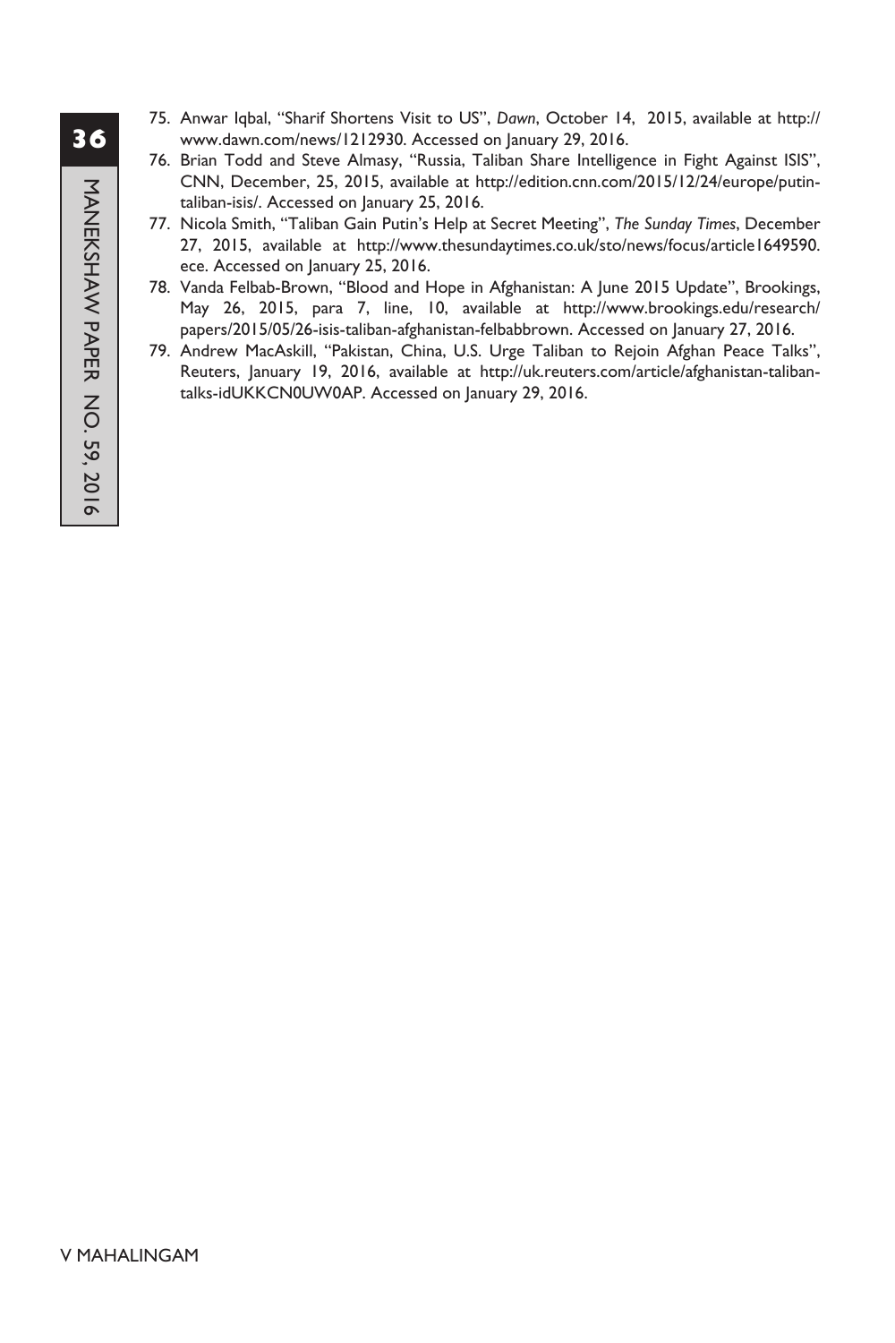75. Anwar Iqbal, "Sharif Shortens Visit to US", *Dawn*, October 14, 2015, available at http://www.dawn.com/news/1212930. Accessed on January 29, 2016.
76. Brian Todd and Steve Almasy, "Russia, Taliban Share Intelligence in Fight Against ISIS", CNN, December, 25, 2015, available at http://edition.cnn.com/2015/12/24/europe/putin-taliban-isis/. Accessed on January 25, 2016.
77. Nicola Smith, "Taliban Gain Putin's Help at Secret Meeting", *The Sunday Times*, December 27, 2015, available at http://www.thesundaytimes.co.uk/sto/news/focus/article1649590.ece. Accessed on January 25, 2016.
78. Vanda Felbab-Brown, "Blood and Hope in Afghanistan: A June 2015 Update", Brookings, May 26, 2015, para 7, line, 10, available at http://www.brookings.edu/research/papers/2015/05/26-isis-taliban-afghanistan-felbabbrown. Accessed on January 27, 2016.
79. Andrew MacAskill, "Pakistan, China, U.S. Urge Taliban to Rejoin Afghan Peace Talks", Reuters, January 19, 2016, available at http://uk.reuters.com/article/afghanistan-taliban-talks-idUKKCN0UW0AP. Accessed on January 29, 2016.